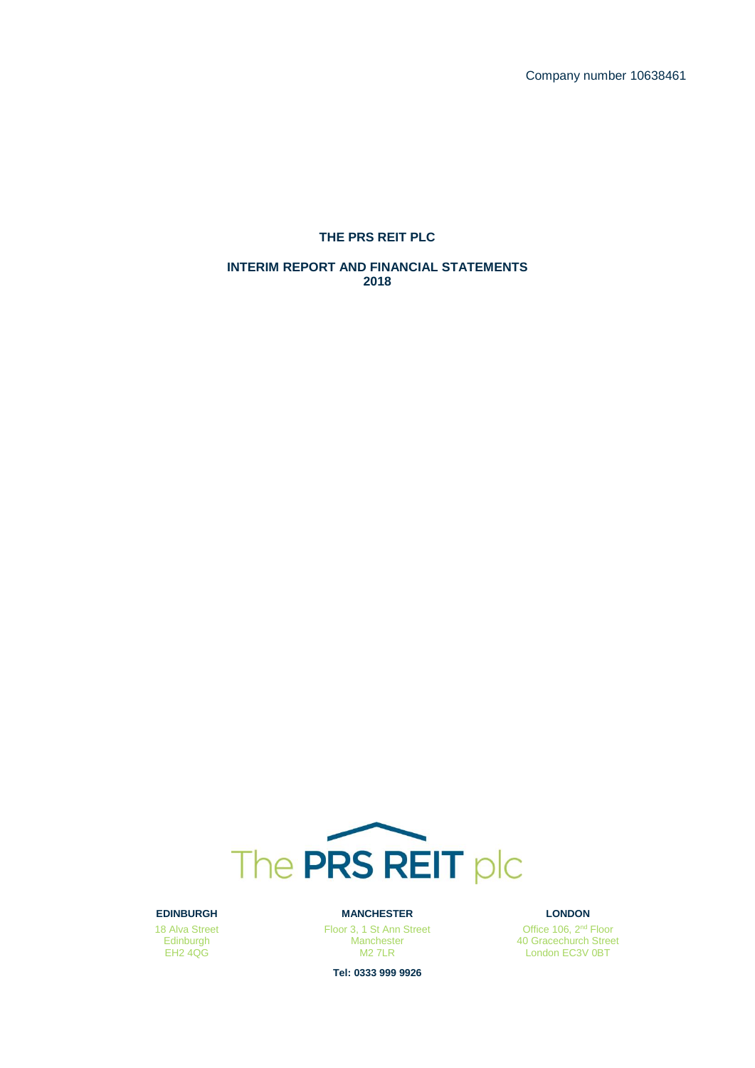Company number 10638461

# THE PRS REIT PLC

## INTERIM REPORT AND FINANCIAL STATEMENTS 2018

The PRS REIT plc

**EDINBURGH**

18 Alva Street
Edinburgh
EH2 4QG

**MANCHESTER**

Floor 3, 1 St Ann Street
Manchester
M2 7LR

**LONDON**

Office 106, 2nd Floor
40 Gracechurch Street
London EC3V 0BT

**Tel: 0333 999 9926**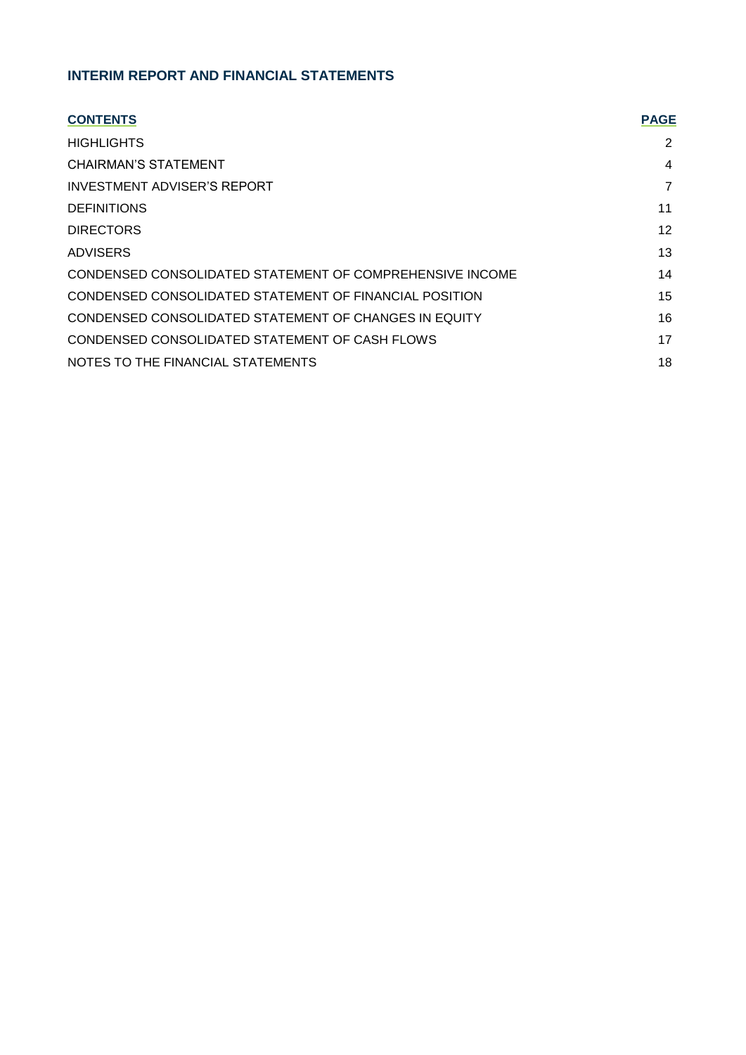# INTERIM REPORT AND FINANCIAL STATEMENTS

| CONTENTS | PAGE |
| --- | --- |
| HIGHLIGHTS | 2 |
| CHAIRMAN'S STATEMENT | 4 |
| INVESTMENT ADVISER'S REPORT | 7 |
| DEFINITIONS | 11 |
| DIRECTORS | 12 |
| ADVISERS | 13 |
| CONDENSED CONSOLIDATED STATEMENT OF COMPREHENSIVE INCOME | 14 |
| CONDENSED CONSOLIDATED STATEMENT OF FINANCIAL POSITION | 15 |
| CONDENSED CONSOLIDATED STATEMENT OF CHANGES IN EQUITY | 16 |
| CONDENSED CONSOLIDATED STATEMENT OF CASH FLOWS | 17 |
| NOTES TO THE FINANCIAL STATEMENTS | 18 |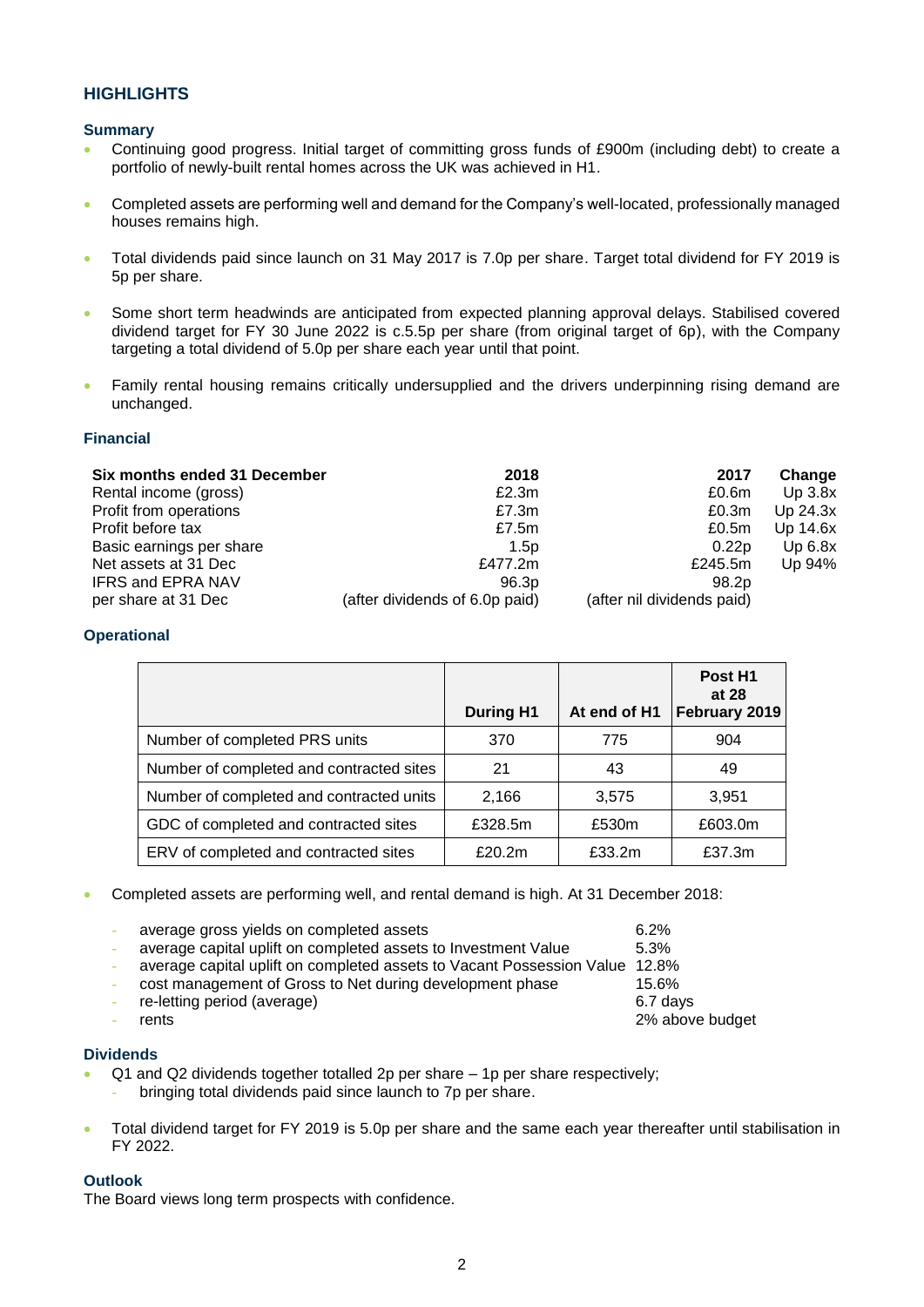## HIGHLIGHTS

### Summary

- Continuing good progress. Initial target of committing gross funds of £900m (including debt) to create a portfolio of newly-built rental homes across the UK was achieved in H1.
- Completed assets are performing well and demand for the Company's well-located, professionally managed houses remains high.
- Total dividends paid since launch on 31 May 2017 is 7.0p per share. Target total dividend for FY 2019 is 5p per share.
- Some short term headwinds are anticipated from expected planning approval delays. Stabilised covered dividend target for FY 30 June 2022 is c.5.5p per share (from original target of 6p), with the Company targeting a total dividend of 5.0p per share each year until that point.
- Family rental housing remains critically undersupplied and the drivers underpinning rising demand are unchanged.

### Financial

| Six months ended 31 December | 2018 | 2017 | Change |
|---|---|---|---|
| Rental income (gross) | £2.3m | £0.6m | Up 3.8x |
| Profit from operations | £7.3m | £0.3m | Up 24.3x |
| Profit before tax | £7.5m | £0.5m | Up 14.6x |
| Basic earnings per share | 1.5p | 0.22p | Up 6.8x |
| Net assets at 31 Dec | £477.2m | £245.5m | Up 94% |
| IFRS and EPRA NAV per share at 31 Dec | 96.3p (after dividends of 6.0p paid) | 98.2p (after nil dividends paid) | |

### Operational

| | During H1 | At end of H1 | Post H1 at 28 February 2019 |
|---|---|---|---|
| Number of completed PRS units | 370 | 775 | 904 |
| Number of completed and contracted sites | 21 | 43 | 49 |
| Number of completed and contracted units | 2,166 | 3,575 | 3,951 |
| GDC of completed and contracted sites | £328.5m | £530m | £603.0m |
| ERV of completed and contracted sites | £20.2m | £33.2m | £37.3m |

- Completed assets are performing well, and rental demand is high. At 31 December 2018:
  - average gross yields on completed assets 6.2%
  - average capital uplift on completed assets to Investment Value 5.3%
  - average capital uplift on completed assets to Vacant Possession Value 12.8%
  - cost management of Gross to Net during development phase 15.6%
  - re-letting period (average) 6.7 days
  - rents 2% above budget

### Dividends

- Q1 and Q2 dividends together totalled 2p per share – 1p per share respectively;
  - bringing total dividends paid since launch to 7p per share.
- Total dividend target for FY 2019 is 5.0p per share and the same each year thereafter until stabilisation in FY 2022.

### Outlook

The Board views long term prospects with confidence.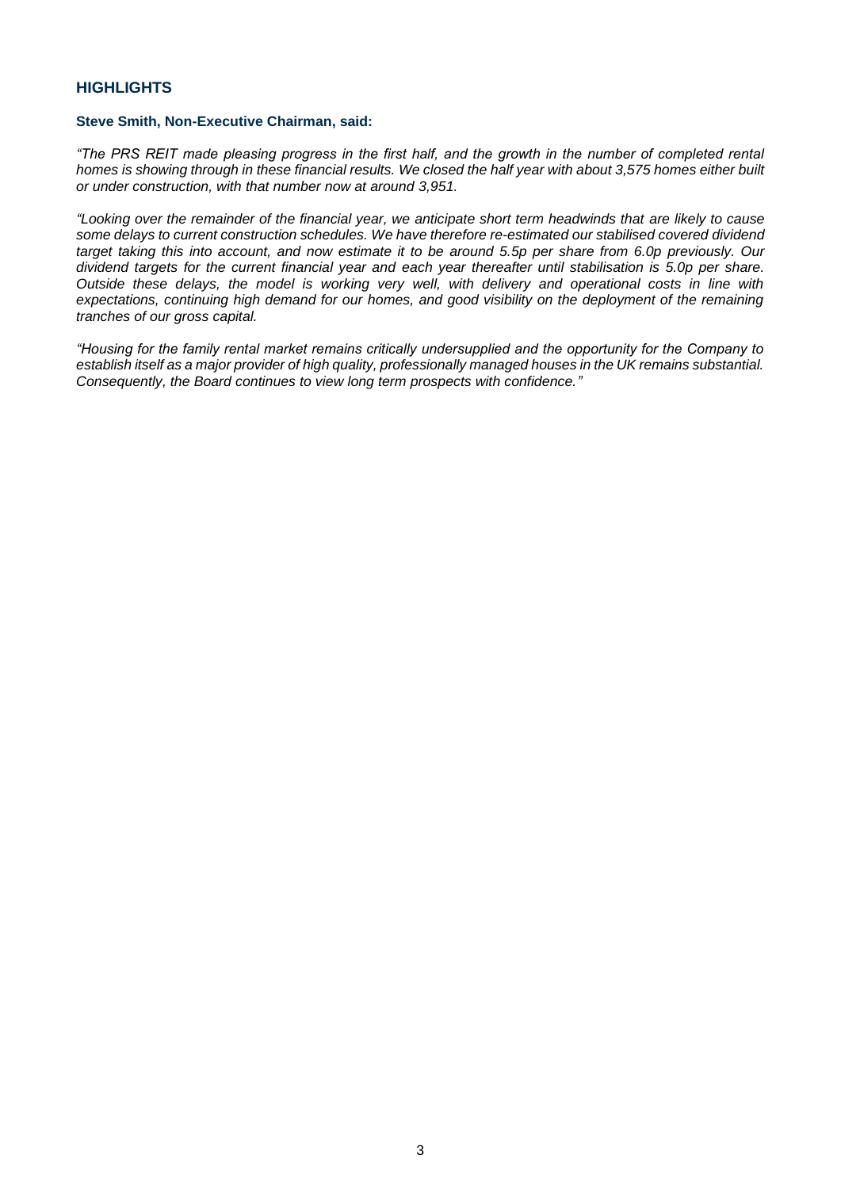## HIGHLIGHTS

**Steve Smith, Non-Executive Chairman, said:**

*"The PRS REIT made pleasing progress in the first half, and the growth in the number of completed rental homes is showing through in these financial results. We closed the half year with about 3,575 homes either built or under construction, with that number now at around 3,951.*

*"Looking over the remainder of the financial year, we anticipate short term headwinds that are likely to cause some delays to current construction schedules. We have therefore re-estimated our stabilised covered dividend target taking this into account, and now estimate it to be around 5.5p per share from 6.0p previously. Our dividend targets for the current financial year and each year thereafter until stabilisation is 5.0p per share. Outside these delays, the model is working very well, with delivery and operational costs in line with expectations, continuing high demand for our homes, and good visibility on the deployment of the remaining tranches of our gross capital.*

*"Housing for the family rental market remains critically undersupplied and the opportunity for the Company to establish itself as a major provider of high quality, professionally managed houses in the UK remains substantial. Consequently, the Board continues to view long term prospects with confidence."*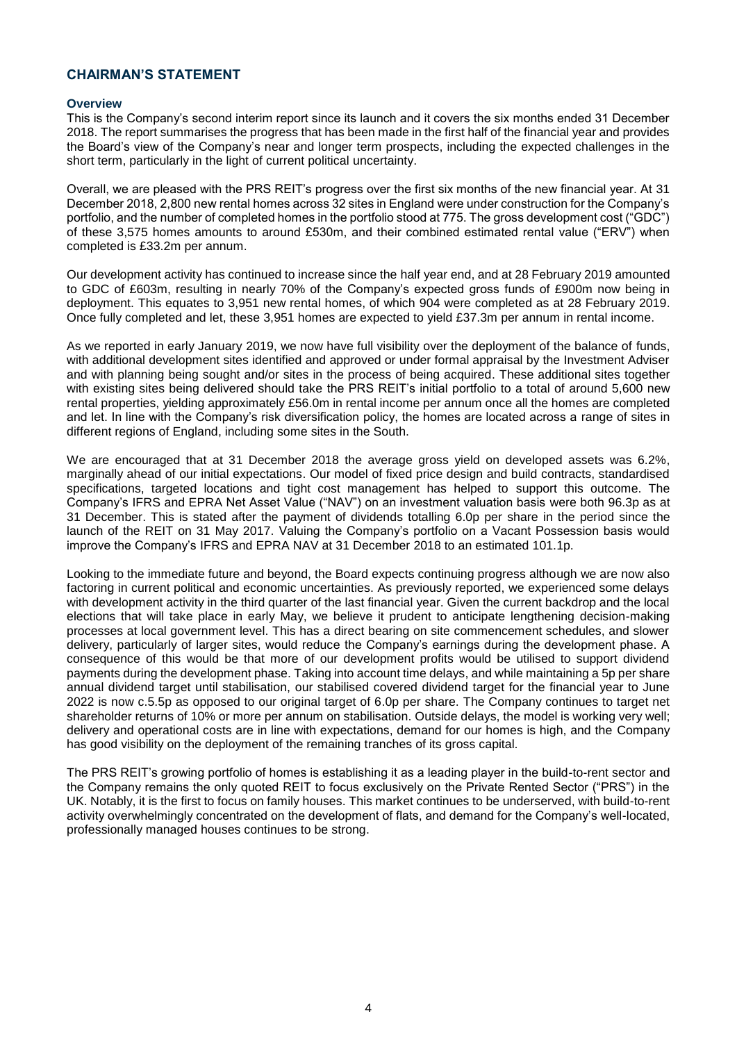## CHAIRMAN'S STATEMENT

### Overview

This is the Company's second interim report since its launch and it covers the six months ended 31 December 2018. The report summarises the progress that has been made in the first half of the financial year and provides the Board's view of the Company's near and longer term prospects, including the expected challenges in the short term, particularly in the light of current political uncertainty.

Overall, we are pleased with the PRS REIT's progress over the first six months of the new financial year. At 31 December 2018, 2,800 new rental homes across 32 sites in England were under construction for the Company's portfolio, and the number of completed homes in the portfolio stood at 775. The gross development cost ("GDC") of these 3,575 homes amounts to around £530m, and their combined estimated rental value ("ERV") when completed is £33.2m per annum.

Our development activity has continued to increase since the half year end, and at 28 February 2019 amounted to GDC of £603m, resulting in nearly 70% of the Company's expected gross funds of £900m now being in deployment. This equates to 3,951 new rental homes, of which 904 were completed as at 28 February 2019. Once fully completed and let, these 3,951 homes are expected to yield £37.3m per annum in rental income.

As we reported in early January 2019, we now have full visibility over the deployment of the balance of funds, with additional development sites identified and approved or under formal appraisal by the Investment Adviser and with planning being sought and/or sites in the process of being acquired. These additional sites together with existing sites being delivered should take the PRS REIT's initial portfolio to a total of around 5,600 new rental properties, yielding approximately £56.0m in rental income per annum once all the homes are completed and let. In line with the Company's risk diversification policy, the homes are located across a range of sites in different regions of England, including some sites in the South.

We are encouraged that at 31 December 2018 the average gross yield on developed assets was 6.2%, marginally ahead of our initial expectations. Our model of fixed price design and build contracts, standardised specifications, targeted locations and tight cost management has helped to support this outcome. The Company's IFRS and EPRA Net Asset Value ("NAV") on an investment valuation basis were both 96.3p as at 31 December. This is stated after the payment of dividends totalling 6.0p per share in the period since the launch of the REIT on 31 May 2017. Valuing the Company's portfolio on a Vacant Possession basis would improve the Company's IFRS and EPRA NAV at 31 December 2018 to an estimated 101.1p.

Looking to the immediate future and beyond, the Board expects continuing progress although we are now also factoring in current political and economic uncertainties. As previously reported, we experienced some delays with development activity in the third quarter of the last financial year. Given the current backdrop and the local elections that will take place in early May, we believe it prudent to anticipate lengthening decision-making processes at local government level. This has a direct bearing on site commencement schedules, and slower delivery, particularly of larger sites, would reduce the Company's earnings during the development phase. A consequence of this would be that more of our development profits would be utilised to support dividend payments during the development phase. Taking into account time delays, and while maintaining a 5p per share annual dividend target until stabilisation, our stabilised covered dividend target for the financial year to June 2022 is now c.5.5p as opposed to our original target of 6.0p per share. The Company continues to target net shareholder returns of 10% or more per annum on stabilisation. Outside delays, the model is working very well; delivery and operational costs are in line with expectations, demand for our homes is high, and the Company has good visibility on the deployment of the remaining tranches of its gross capital.

The PRS REIT's growing portfolio of homes is establishing it as a leading player in the build-to-rent sector and the Company remains the only quoted REIT to focus exclusively on the Private Rented Sector ("PRS") in the UK. Notably, it is the first to focus on family houses. This market continues to be underserved, with build-to-rent activity overwhelmingly concentrated on the development of flats, and demand for the Company's well-located, professionally managed houses continues to be strong.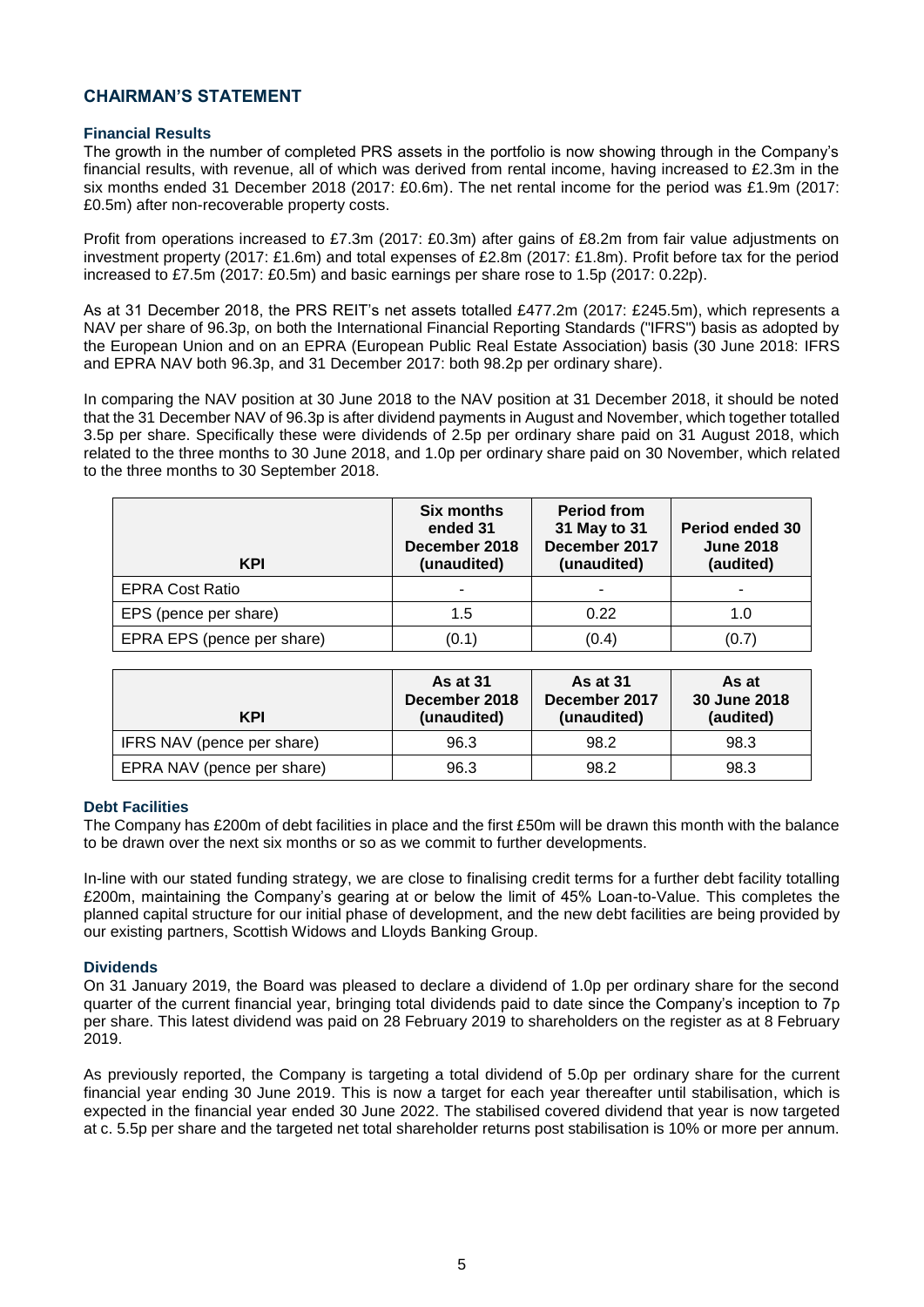## CHAIRMAN'S STATEMENT

### Financial Results

The growth in the number of completed PRS assets in the portfolio is now showing through in the Company's financial results, with revenue, all of which was derived from rental income, having increased to £2.3m in the six months ended 31 December 2018 (2017: £0.6m). The net rental income for the period was £1.9m (2017: £0.5m) after non-recoverable property costs.

Profit from operations increased to £7.3m (2017: £0.3m) after gains of £8.2m from fair value adjustments on investment property (2017: £1.6m) and total expenses of £2.8m (2017: £1.8m). Profit before tax for the period increased to £7.5m (2017: £0.5m) and basic earnings per share rose to 1.5p (2017: 0.22p).

As at 31 December 2018, the PRS REIT's net assets totalled £477.2m (2017: £245.5m), which represents a NAV per share of 96.3p, on both the International Financial Reporting Standards ("IFRS") basis as adopted by the European Union and on an EPRA (European Public Real Estate Association) basis (30 June 2018: IFRS and EPRA NAV both 96.3p, and 31 December 2017: both 98.2p per ordinary share).

In comparing the NAV position at 30 June 2018 to the NAV position at 31 December 2018, it should be noted that the 31 December NAV of 96.3p is after dividend payments in August and November, which together totalled 3.5p per share. Specifically these were dividends of 2.5p per ordinary share paid on 31 August 2018, which related to the three months to 30 June 2018, and 1.0p per ordinary share paid on 30 November, which related to the three months to 30 September 2018.

| KPI | Six months ended 31 December 2018 (unaudited) | Period from 31 May to 31 December 2017 (unaudited) | Period ended 30 June 2018 (audited) |
|---|---|---|---|
| EPRA Cost Ratio | - | - | - |
| EPS (pence per share) | 1.5 | 0.22 | 1.0 |
| EPRA EPS (pence per share) | (0.1) | (0.4) | (0.7) |

| KPI | As at 31 December 2018 (unaudited) | As at 31 December 2017 (unaudited) | As at 30 June 2018 (audited) |
|---|---|---|---|
| IFRS NAV (pence per share) | 96.3 | 98.2 | 98.3 |
| EPRA NAV (pence per share) | 96.3 | 98.2 | 98.3 |

### Debt Facilities

The Company has £200m of debt facilities in place and the first £50m will be drawn this month with the balance to be drawn over the next six months or so as we commit to further developments.

In-line with our stated funding strategy, we are close to finalising credit terms for a further debt facility totalling £200m, maintaining the Company's gearing at or below the limit of 45% Loan-to-Value. This completes the planned capital structure for our initial phase of development, and the new debt facilities are being provided by our existing partners, Scottish Widows and Lloyds Banking Group.

### Dividends

On 31 January 2019, the Board was pleased to declare a dividend of 1.0p per ordinary share for the second quarter of the current financial year, bringing total dividends paid to date since the Company's inception to 7p per share. This latest dividend was paid on 28 February 2019 to shareholders on the register as at 8 February 2019.

As previously reported, the Company is targeting a total dividend of 5.0p per ordinary share for the current financial year ending 30 June 2019. This is now a target for each year thereafter until stabilisation, which is expected in the financial year ended 30 June 2022. The stabilised covered dividend that year is now targeted at c. 5.5p per share and the targeted net total shareholder returns post stabilisation is 10% or more per annum.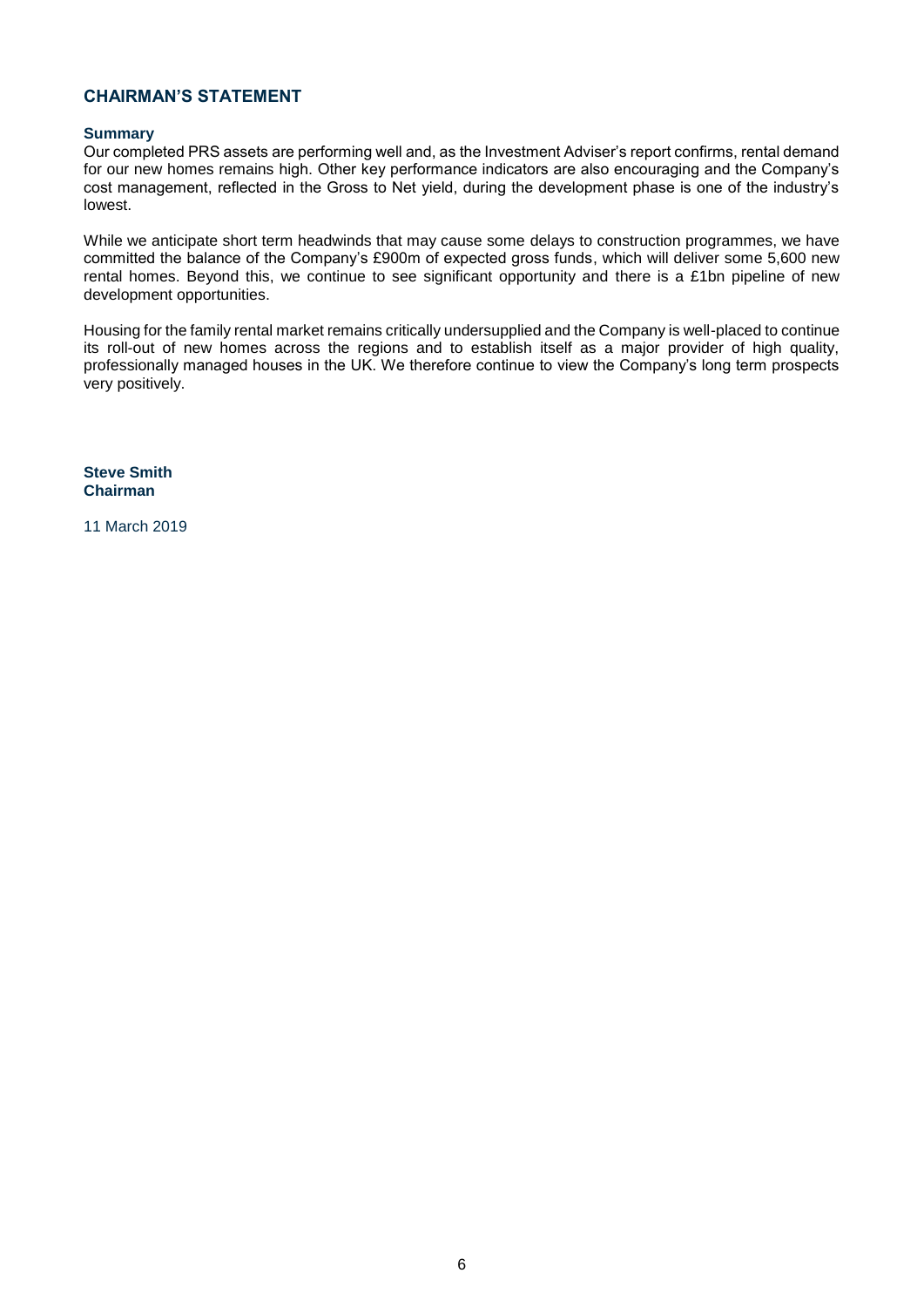## CHAIRMAN'S STATEMENT

### Summary

Our completed PRS assets are performing well and, as the Investment Adviser's report confirms, rental demand for our new homes remains high. Other key performance indicators are also encouraging and the Company's cost management, reflected in the Gross to Net yield, during the development phase is one of the industry's lowest.

While we anticipate short term headwinds that may cause some delays to construction programmes, we have committed the balance of the Company's £900m of expected gross funds, which will deliver some 5,600 new rental homes. Beyond this, we continue to see significant opportunity and there is a £1bn pipeline of new development opportunities.

Housing for the family rental market remains critically undersupplied and the Company is well-placed to continue its roll-out of new homes across the regions and to establish itself as a major provider of high quality, professionally managed houses in the UK. We therefore continue to view the Company's long term prospects very positively.

**Steve Smith**
**Chairman**

11 March 2019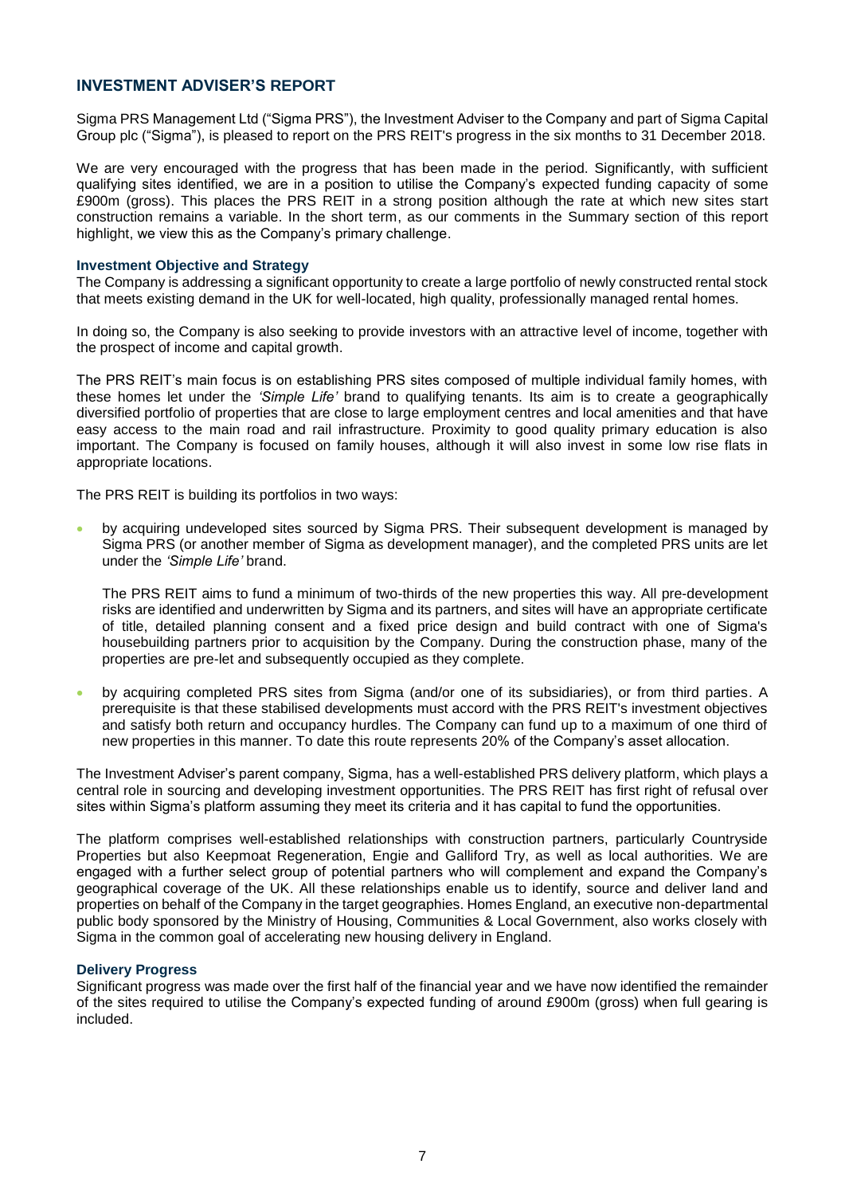## INVESTMENT ADVISER'S REPORT

Sigma PRS Management Ltd ("Sigma PRS"), the Investment Adviser to the Company and part of Sigma Capital Group plc ("Sigma"), is pleased to report on the PRS REIT's progress in the six months to 31 December 2018.

We are very encouraged with the progress that has been made in the period. Significantly, with sufficient qualifying sites identified, we are in a position to utilise the Company's expected funding capacity of some £900m (gross). This places the PRS REIT in a strong position although the rate at which new sites start construction remains a variable. In the short term, as our comments in the Summary section of this report highlight, we view this as the Company's primary challenge.

### Investment Objective and Strategy

The Company is addressing a significant opportunity to create a large portfolio of newly constructed rental stock that meets existing demand in the UK for well-located, high quality, professionally managed rental homes.

In doing so, the Company is also seeking to provide investors with an attractive level of income, together with the prospect of income and capital growth.

The PRS REIT's main focus is on establishing PRS sites composed of multiple individual family homes, with these homes let under the *'Simple Life'* brand to qualifying tenants. Its aim is to create a geographically diversified portfolio of properties that are close to large employment centres and local amenities and that have easy access to the main road and rail infrastructure. Proximity to good quality primary education is also important. The Company is focused on family houses, although it will also invest in some low rise flats in appropriate locations.

The PRS REIT is building its portfolios in two ways:

- by acquiring undeveloped sites sourced by Sigma PRS. Their subsequent development is managed by Sigma PRS (or another member of Sigma as development manager), and the completed PRS units are let under the *'Simple Life'* brand.

  The PRS REIT aims to fund a minimum of two-thirds of the new properties this way. All pre-development risks are identified and underwritten by Sigma and its partners, and sites will have an appropriate certificate of title, detailed planning consent and a fixed price design and build contract with one of Sigma's housebuilding partners prior to acquisition by the Company. During the construction phase, many of the properties are pre-let and subsequently occupied as they complete.

- by acquiring completed PRS sites from Sigma (and/or one of its subsidiaries), or from third parties. A prerequisite is that these stabilised developments must accord with the PRS REIT's investment objectives and satisfy both return and occupancy hurdles. The Company can fund up to a maximum of one third of new properties in this manner. To date this route represents 20% of the Company's asset allocation.

The Investment Adviser's parent company, Sigma, has a well-established PRS delivery platform, which plays a central role in sourcing and developing investment opportunities. The PRS REIT has first right of refusal over sites within Sigma's platform assuming they meet its criteria and it has capital to fund the opportunities.

The platform comprises well-established relationships with construction partners, particularly Countryside Properties but also Keepmoat Regeneration, Engie and Galliford Try, as well as local authorities. We are engaged with a further select group of potential partners who will complement and expand the Company's geographical coverage of the UK. All these relationships enable us to identify, source and deliver land and properties on behalf of the Company in the target geographies. Homes England, an executive non-departmental public body sponsored by the Ministry of Housing, Communities & Local Government, also works closely with Sigma in the common goal of accelerating new housing delivery in England.

### Delivery Progress

Significant progress was made over the first half of the financial year and we have now identified the remainder of the sites required to utilise the Company's expected funding of around £900m (gross) when full gearing is included.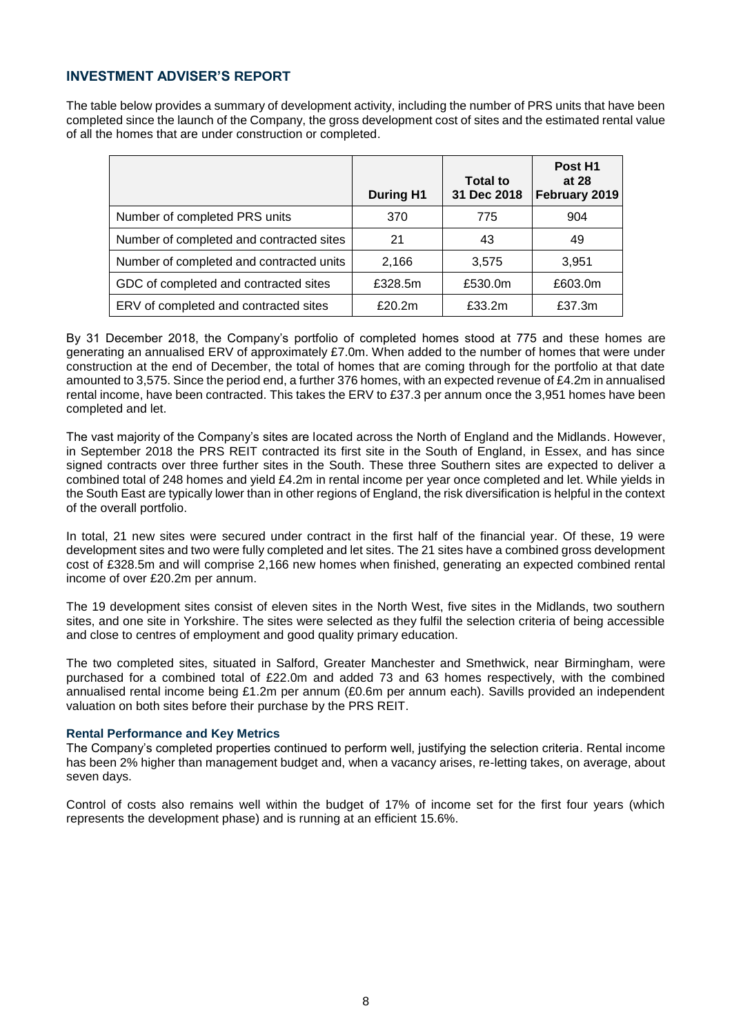## INVESTMENT ADVISER'S REPORT

The table below provides a summary of development activity, including the number of PRS units that have been completed since the launch of the Company, the gross development cost of sites and the estimated rental value of all the homes that are under construction or completed.

| | During H1 | Total to 31 Dec 2018 | Post H1 at 28 February 2019 |
|---|---|---|---|
| Number of completed PRS units | 370 | 775 | 904 |
| Number of completed and contracted sites | 21 | 43 | 49 |
| Number of completed and contracted units | 2,166 | 3,575 | 3,951 |
| GDC of completed and contracted sites | £328.5m | £530.0m | £603.0m |
| ERV of completed and contracted sites | £20.2m | £33.2m | £37.3m |

By 31 December 2018, the Company's portfolio of completed homes stood at 775 and these homes are generating an annualised ERV of approximately £7.0m. When added to the number of homes that were under construction at the end of December, the total of homes that are coming through for the portfolio at that date amounted to 3,575. Since the period end, a further 376 homes, with an expected revenue of £4.2m in annualised rental income, have been contracted. This takes the ERV to £37.3 per annum once the 3,951 homes have been completed and let.

The vast majority of the Company's sites are located across the North of England and the Midlands. However, in September 2018 the PRS REIT contracted its first site in the South of England, in Essex, and has since signed contracts over three further sites in the South. These three Southern sites are expected to deliver a combined total of 248 homes and yield £4.2m in rental income per year once completed and let. While yields in the South East are typically lower than in other regions of England, the risk diversification is helpful in the context of the overall portfolio.

In total, 21 new sites were secured under contract in the first half of the financial year. Of these, 19 were development sites and two were fully completed and let sites. The 21 sites have a combined gross development cost of £328.5m and will comprise 2,166 new homes when finished, generating an expected combined rental income of over £20.2m per annum.

The 19 development sites consist of eleven sites in the North West, five sites in the Midlands, two southern sites, and one site in Yorkshire. The sites were selected as they fulfil the selection criteria of being accessible and close to centres of employment and good quality primary education.

The two completed sites, situated in Salford, Greater Manchester and Smethwick, near Birmingham, were purchased for a combined total of £22.0m and added 73 and 63 homes respectively, with the combined annualised rental income being £1.2m per annum (£0.6m per annum each). Savills provided an independent valuation on both sites before their purchase by the PRS REIT.

### Rental Performance and Key Metrics

The Company's completed properties continued to perform well, justifying the selection criteria. Rental income has been 2% higher than management budget and, when a vacancy arises, re-letting takes, on average, about seven days.

Control of costs also remains well within the budget of 17% of income set for the first four years (which represents the development phase) and is running at an efficient 15.6%.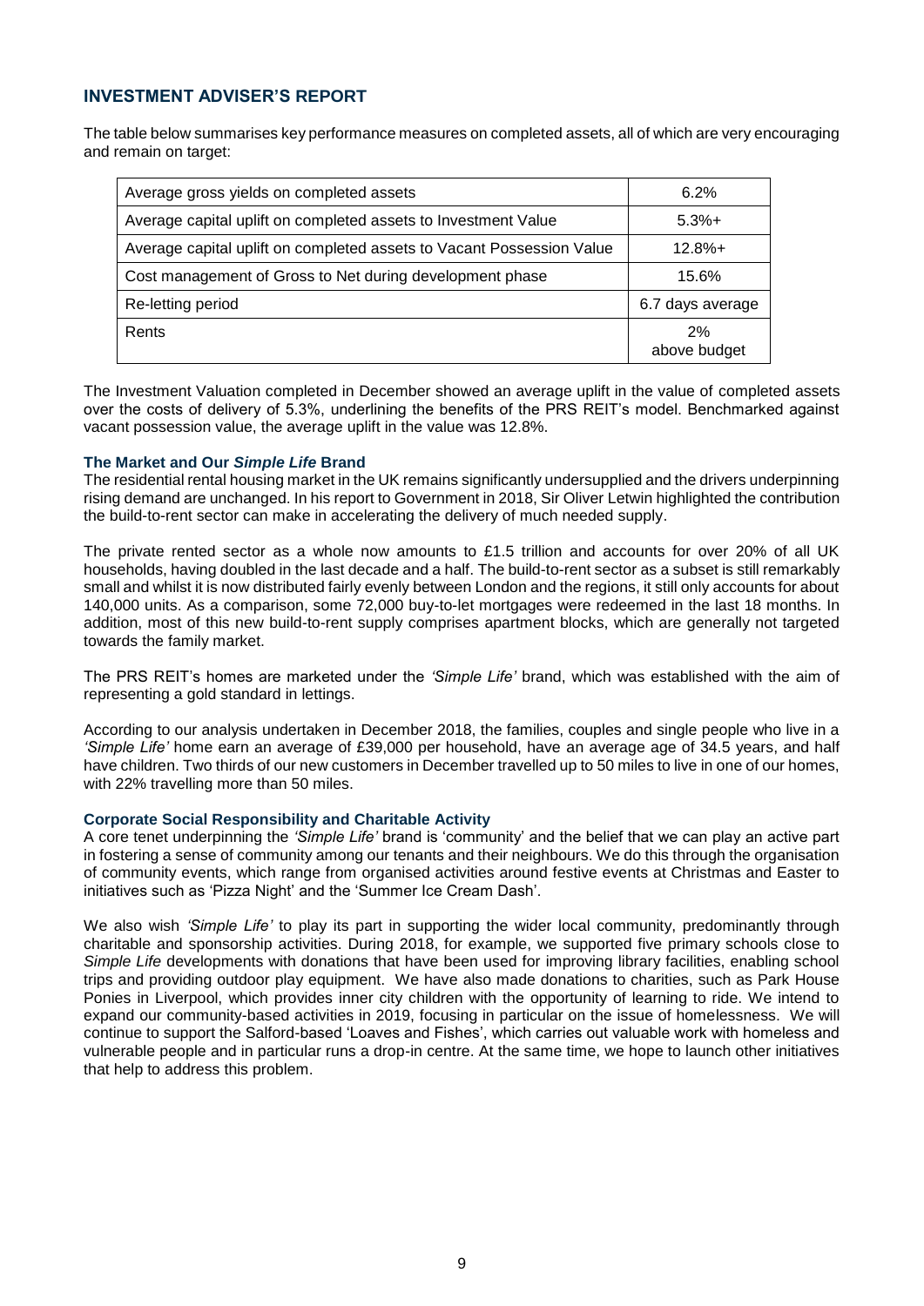## INVESTMENT ADVISER'S REPORT

The table below summarises key performance measures on completed assets, all of which are very encouraging and remain on target:

| | |
|---|---|
| Average gross yields on completed assets | 6.2% |
| Average capital uplift on completed assets to Investment Value | 5.3%+ |
| Average capital uplift on completed assets to Vacant Possession Value | 12.8%+ |
| Cost management of Gross to Net during development phase | 15.6% |
| Re-letting period | 6.7 days average |
| Rents | 2% above budget |

The Investment Valuation completed in December showed an average uplift in the value of completed assets over the costs of delivery of 5.3%, underlining the benefits of the PRS REIT's model. Benchmarked against vacant possession value, the average uplift in the value was 12.8%.

### The Market and Our *Simple Life* Brand

The residential rental housing market in the UK remains significantly undersupplied and the drivers underpinning rising demand are unchanged. In his report to Government in 2018, Sir Oliver Letwin highlighted the contribution the build-to-rent sector can make in accelerating the delivery of much needed supply.

The private rented sector as a whole now amounts to £1.5 trillion and accounts for over 20% of all UK households, having doubled in the last decade and a half. The build-to-rent sector as a subset is still remarkably small and whilst it is now distributed fairly evenly between London and the regions, it still only accounts for about 140,000 units. As a comparison, some 72,000 buy-to-let mortgages were redeemed in the last 18 months. In addition, most of this new build-to-rent supply comprises apartment blocks, which are generally not targeted towards the family market.

The PRS REIT's homes are marketed under the *'Simple Life'* brand, which was established with the aim of representing a gold standard in lettings.

According to our analysis undertaken in December 2018, the families, couples and single people who live in a *'Simple Life'* home earn an average of £39,000 per household, have an average age of 34.5 years, and half have children. Two thirds of our new customers in December travelled up to 50 miles to live in one of our homes, with 22% travelling more than 50 miles.

### Corporate Social Responsibility and Charitable Activity

A core tenet underpinning the *'Simple Life'* brand is 'community' and the belief that we can play an active part in fostering a sense of community among our tenants and their neighbours. We do this through the organisation of community events, which range from organised activities around festive events at Christmas and Easter to initiatives such as 'Pizza Night' and the 'Summer Ice Cream Dash'.

We also wish *'Simple Life'* to play its part in supporting the wider local community, predominantly through charitable and sponsorship activities. During 2018, for example, we supported five primary schools close to *Simple Life* developments with donations that have been used for improving library facilities, enabling school trips and providing outdoor play equipment. We have also made donations to charities, such as Park House Ponies in Liverpool, which provides inner city children with the opportunity of learning to ride. We intend to expand our community-based activities in 2019, focusing in particular on the issue of homelessness. We will continue to support the Salford-based 'Loaves and Fishes', which carries out valuable work with homeless and vulnerable people and in particular runs a drop-in centre. At the same time, we hope to launch other initiatives that help to address this problem.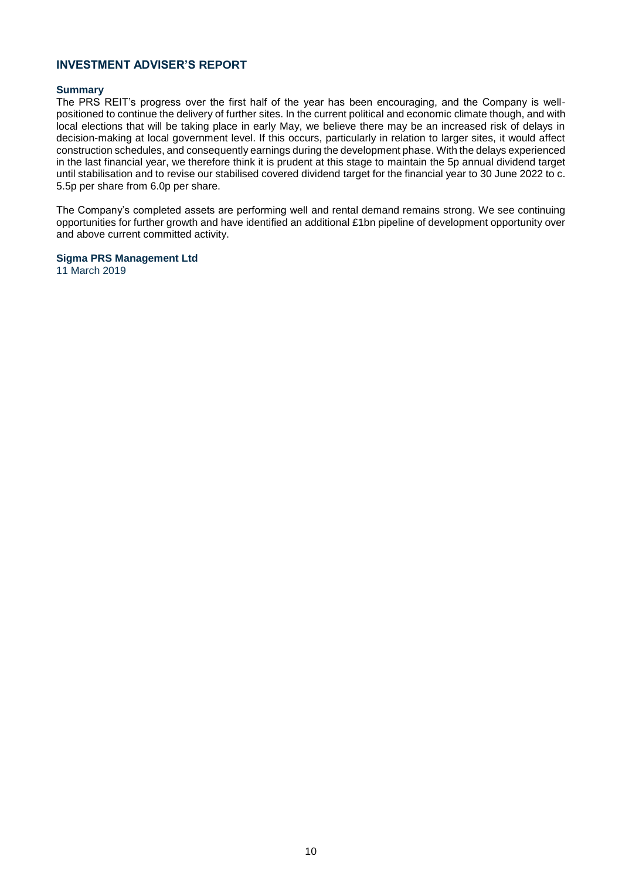## INVESTMENT ADVISER'S REPORT

### Summary

The PRS REIT's progress over the first half of the year has been encouraging, and the Company is well-positioned to continue the delivery of further sites. In the current political and economic climate though, and with local elections that will be taking place in early May, we believe there may be an increased risk of delays in decision-making at local government level. If this occurs, particularly in relation to larger sites, it would affect construction schedules, and consequently earnings during the development phase. With the delays experienced in the last financial year, we therefore think it is prudent at this stage to maintain the 5p annual dividend target until stabilisation and to revise our stabilised covered dividend target for the financial year to 30 June 2022 to c. 5.5p per share from 6.0p per share.

The Company's completed assets are performing well and rental demand remains strong. We see continuing opportunities for further growth and have identified an additional £1bn pipeline of development opportunity over and above current committed activity.

**Sigma PRS Management Ltd**
11 March 2019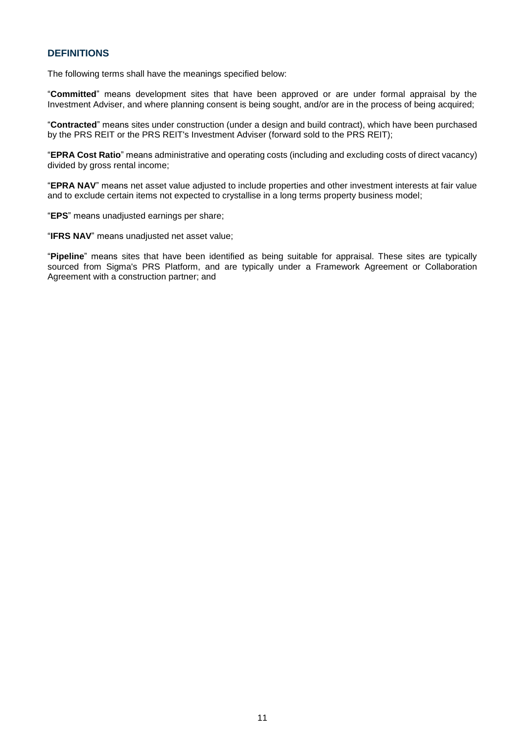## DEFINITIONS

The following terms shall have the meanings specified below:

"**Committed**" means development sites that have been approved or are under formal appraisal by the Investment Adviser, and where planning consent is being sought, and/or are in the process of being acquired;

"**Contracted**" means sites under construction (under a design and build contract), which have been purchased by the PRS REIT or the PRS REIT's Investment Adviser (forward sold to the PRS REIT);

"**EPRA Cost Ratio**" means administrative and operating costs (including and excluding costs of direct vacancy) divided by gross rental income;

"**EPRA NAV**" means net asset value adjusted to include properties and other investment interests at fair value and to exclude certain items not expected to crystallise in a long terms property business model;

"**EPS**" means unadjusted earnings per share;

"**IFRS NAV**" means unadjusted net asset value;

"**Pipeline**" means sites that have been identified as being suitable for appraisal. These sites are typically sourced from Sigma's PRS Platform, and are typically under a Framework Agreement or Collaboration Agreement with a construction partner; and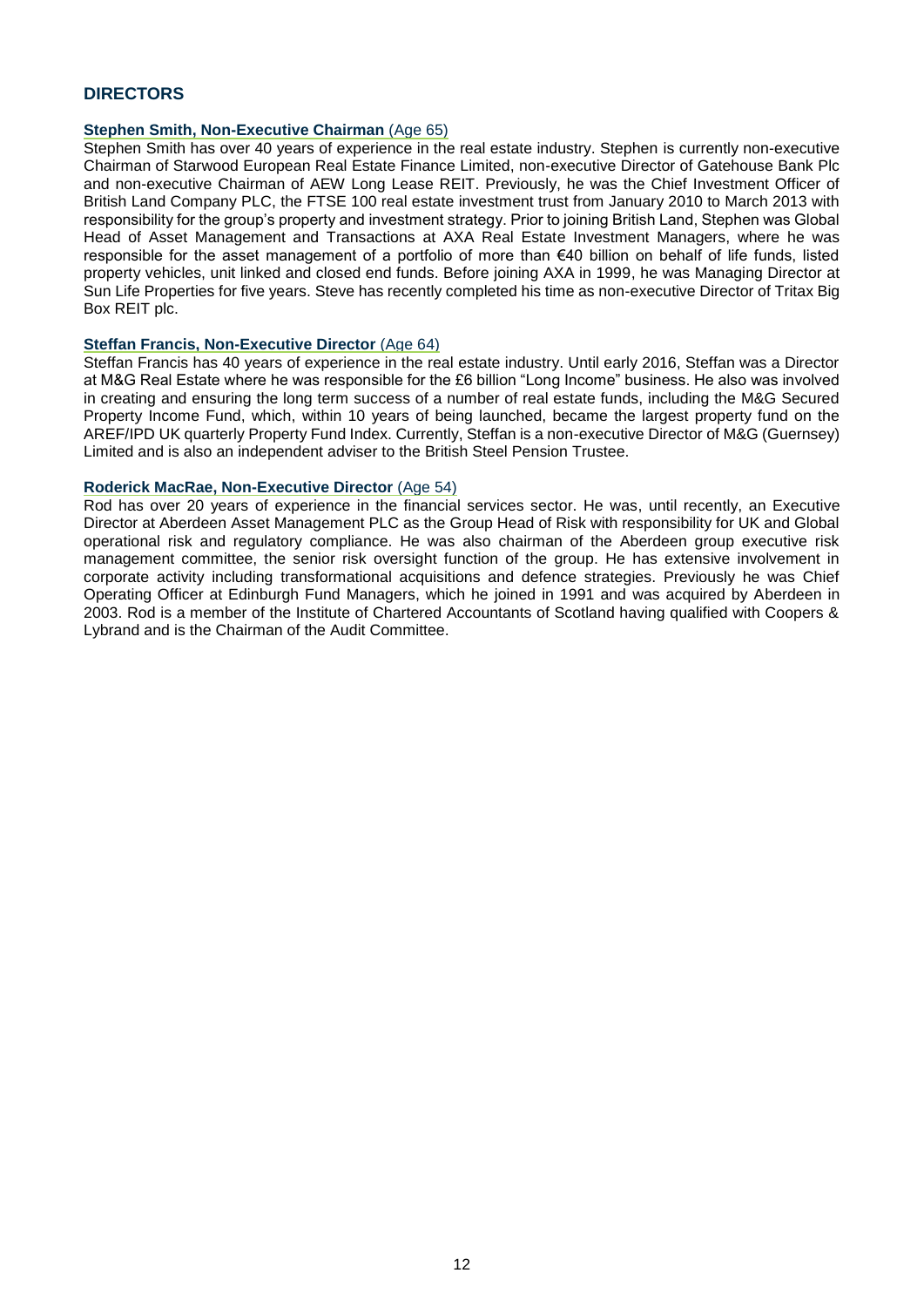## DIRECTORS

### Stephen Smith, Non-Executive Chairman (Age 65)

Stephen Smith has over 40 years of experience in the real estate industry. Stephen is currently non-executive Chairman of Starwood European Real Estate Finance Limited, non-executive Director of Gatehouse Bank Plc and non-executive Chairman of AEW Long Lease REIT. Previously, he was the Chief Investment Officer of British Land Company PLC, the FTSE 100 real estate investment trust from January 2010 to March 2013 with responsibility for the group's property and investment strategy. Prior to joining British Land, Stephen was Global Head of Asset Management and Transactions at AXA Real Estate Investment Managers, where he was responsible for the asset management of a portfolio of more than €40 billion on behalf of life funds, listed property vehicles, unit linked and closed end funds. Before joining AXA in 1999, he was Managing Director at Sun Life Properties for five years. Steve has recently completed his time as non-executive Director of Tritax Big Box REIT plc.

### Steffan Francis, Non-Executive Director (Age 64)

Steffan Francis has 40 years of experience in the real estate industry. Until early 2016, Steffan was a Director at M&G Real Estate where he was responsible for the £6 billion "Long Income" business. He also was involved in creating and ensuring the long term success of a number of real estate funds, including the M&G Secured Property Income Fund, which, within 10 years of being launched, became the largest property fund on the AREF/IPD UK quarterly Property Fund Index. Currently, Steffan is a non-executive Director of M&G (Guernsey) Limited and is also an independent adviser to the British Steel Pension Trustee.

### Roderick MacRae, Non-Executive Director (Age 54)

Rod has over 20 years of experience in the financial services sector. He was, until recently, an Executive Director at Aberdeen Asset Management PLC as the Group Head of Risk with responsibility for UK and Global operational risk and regulatory compliance. He was also chairman of the Aberdeen group executive risk management committee, the senior risk oversight function of the group. He has extensive involvement in corporate activity including transformational acquisitions and defence strategies. Previously he was Chief Operating Officer at Edinburgh Fund Managers, which he joined in 1991 and was acquired by Aberdeen in 2003. Rod is a member of the Institute of Chartered Accountants of Scotland having qualified with Coopers & Lybrand and is the Chairman of the Audit Committee.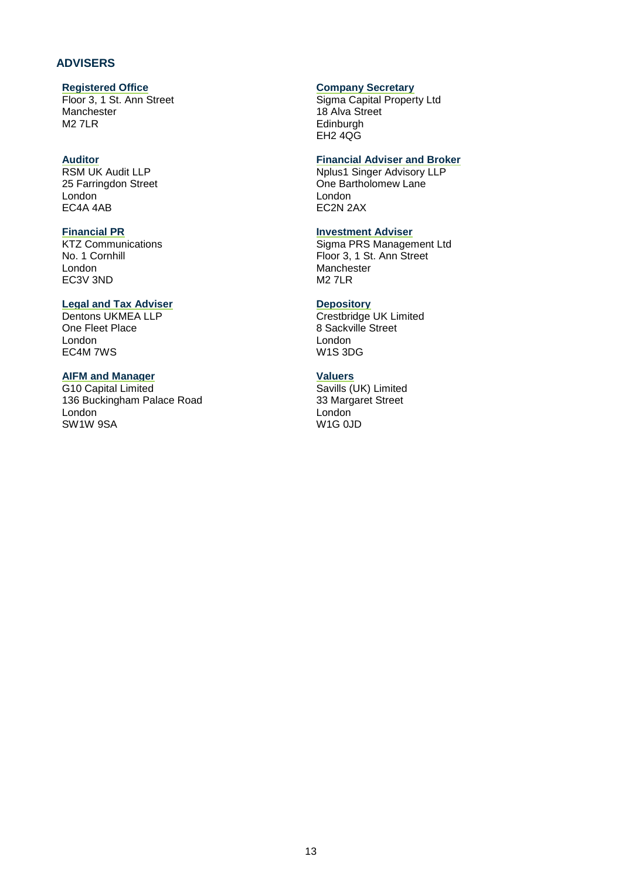## ADVISERS

### Registered Office
Floor 3, 1 St. Ann Street
Manchester
M2 7LR

### Auditor
RSM UK Audit LLP
25 Farringdon Street
London
EC4A 4AB

### Financial PR
KTZ Communications
No. 1 Cornhill
London
EC3V 3ND

### Legal and Tax Adviser
Dentons UKMEA LLP
One Fleet Place
London
EC4M 7WS

### AIFM and Manager
G10 Capital Limited
136 Buckingham Palace Road
London
SW1W 9SA

### Company Secretary
Sigma Capital Property Ltd
18 Alva Street
Edinburgh
EH2 4QG

### Financial Adviser and Broker
Nplus1 Singer Advisory LLP
One Bartholomew Lane
London
EC2N 2AX

### Investment Adviser
Sigma PRS Management Ltd
Floor 3, 1 St. Ann Street
Manchester
M2 7LR

### Depository
Crestbridge UK Limited
8 Sackville Street
London
W1S 3DG

### Valuers
Savills (UK) Limited
33 Margaret Street
London
W1G 0JD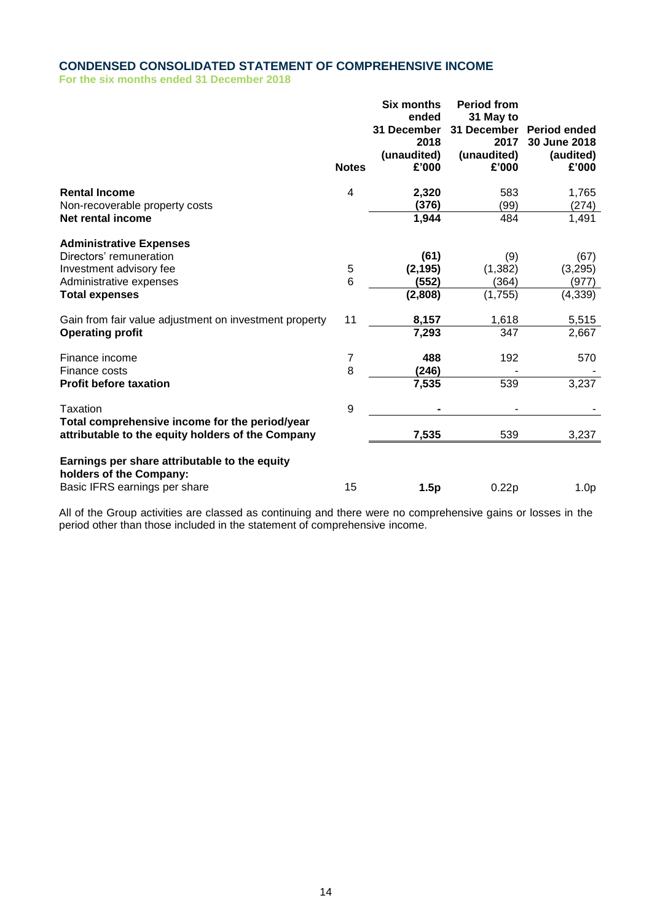## CONDENSED CONSOLIDATED STATEMENT OF COMPREHENSIVE INCOME

**For the six months ended 31 December 2018**

| | Notes | Six months ended 31 December 2018 (unaudited) £'000 | Period from 31 May to 31 December 2017 (unaudited) £'000 | Period ended 30 June 2018 (audited) £'000 |
|---|---|---|---|---|
| **Rental Income** | 4 | **2,320** | 583 | 1,765 |
| Non-recoverable property costs | | **(376)** | (99) | (274) |
| **Net rental income** | | **1,944** | 484 | 1,491 |
| | | | | |
| **Administrative Expenses** | | | | |
| Directors' remuneration | | **(61)** | (9) | (67) |
| Investment advisory fee | 5 | **(2,195)** | (1,382) | (3,295) |
| Administrative expenses | 6 | **(552)** | (364) | (977) |
| **Total expenses** | | **(2,808)** | (1,755) | (4,339) |
| | | | | |
| Gain from fair value adjustment on investment property | 11 | **8,157** | 1,618 | 5,515 |
| **Operating profit** | | **7,293** | 347 | 2,667 |
| | | | | |
| Finance income | 7 | **488** | 192 | 570 |
| Finance costs | 8 | **(246)** | - | - |
| **Profit before taxation** | | **7,535** | 539 | 3,237 |
| | | | | |
| Taxation | 9 | **-** | - | - |
| **Total comprehensive income for the period/year attributable to the equity holders of the Company** | | **7,535** | 539 | 3,237 |
| | | | | |
| **Earnings per share attributable to the equity holders of the Company:** | | | | |
| Basic IFRS earnings per share | 15 | **1.5p** | 0.22p | 1.0p |

All of the Group activities are classed as continuing and there were no comprehensive gains or losses in the period other than those included in the statement of comprehensive income.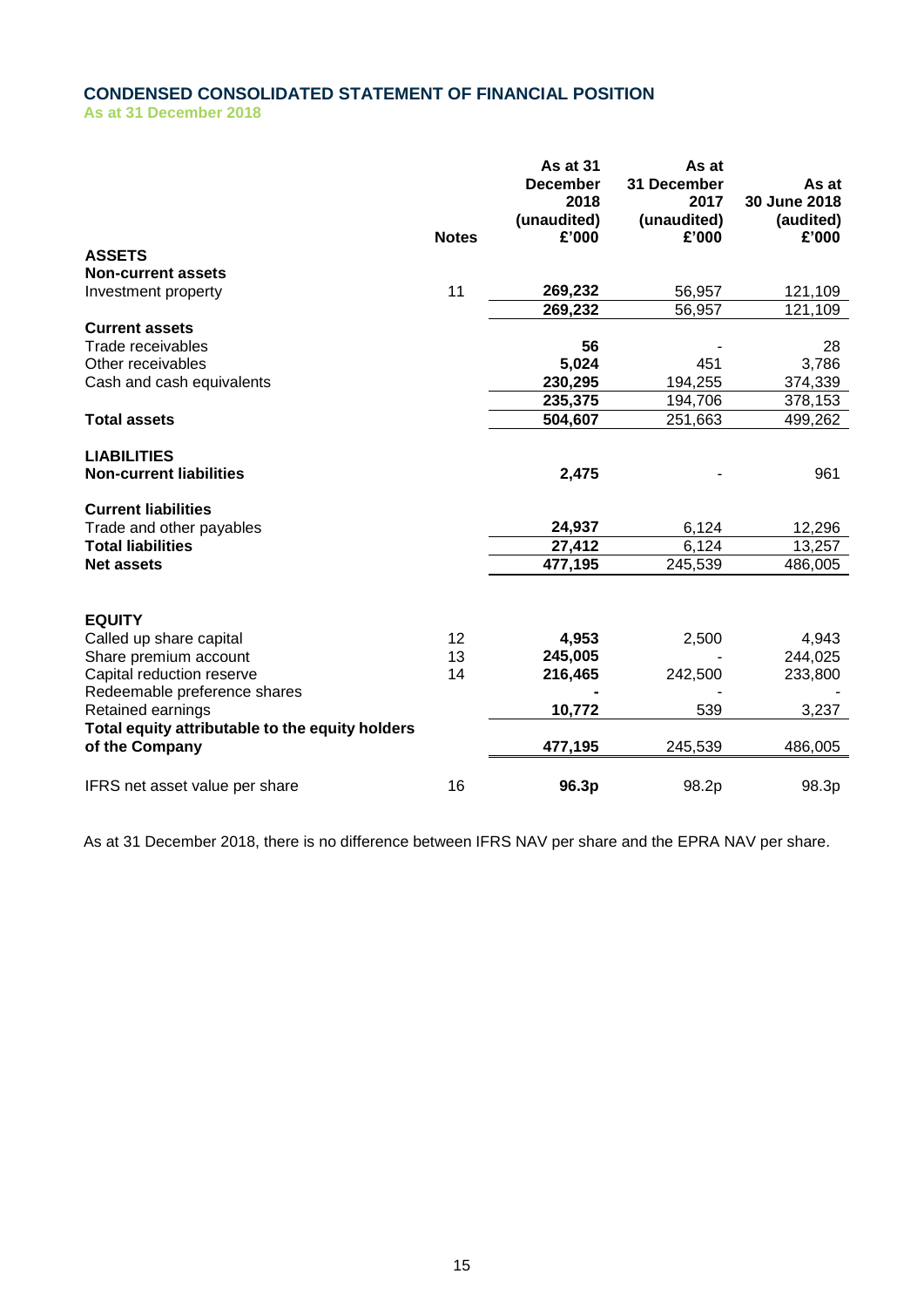## CONDENSED CONSOLIDATED STATEMENT OF FINANCIAL POSITION

**As at 31 December 2018**

| | Notes | As at 31 December 2018 (unaudited) £'000 | As at 31 December 2017 (unaudited) £'000 | As at 30 June 2018 (audited) £'000 |
|---|---|---|---|---|
| **ASSETS** | | | | |
| **Non-current assets** | | | | |
| Investment property | 11 | **269,232** | 56,957 | 121,109 |
| | | **269,232** | 56,957 | 121,109 |
| **Current assets** | | | | |
| Trade receivables | | **56** | - | 28 |
| Other receivables | | **5,024** | 451 | 3,786 |
| Cash and cash equivalents | | **230,295** | 194,255 | 374,339 |
| | | **235,375** | 194,706 | 378,153 |
| **Total assets** | | **504,607** | 251,663 | 499,262 |
| | | | | |
| **LIABILITIES** | | | | |
| **Non-current liabilities** | | **2,475** | - | 961 |
| | | | | |
| **Current liabilities** | | | | |
| Trade and other payables | | **24,937** | 6,124 | 12,296 |
| **Total liabilities** | | **27,412** | 6,124 | 13,257 |
| **Net assets** | | **477,195** | 245,539 | 486,005 |
| | | | | |
| **EQUITY** | | | | |
| Called up share capital | 12 | **4,953** | 2,500 | 4,943 |
| Share premium account | 13 | **245,005** | - | 244,025 |
| Capital reduction reserve | 14 | **216,465** | 242,500 | 233,800 |
| Redeemable preference shares | | **-** | - | - |
| Retained earnings | | **10,772** | 539 | 3,237 |
| **Total equity attributable to the equity holders of the Company** | | **477,195** | 245,539 | 486,005 |
| | | | | |
| IFRS net asset value per share | 16 | **96.3p** | 98.2p | 98.3p |

As at 31 December 2018, there is no difference between IFRS NAV per share and the EPRA NAV per share.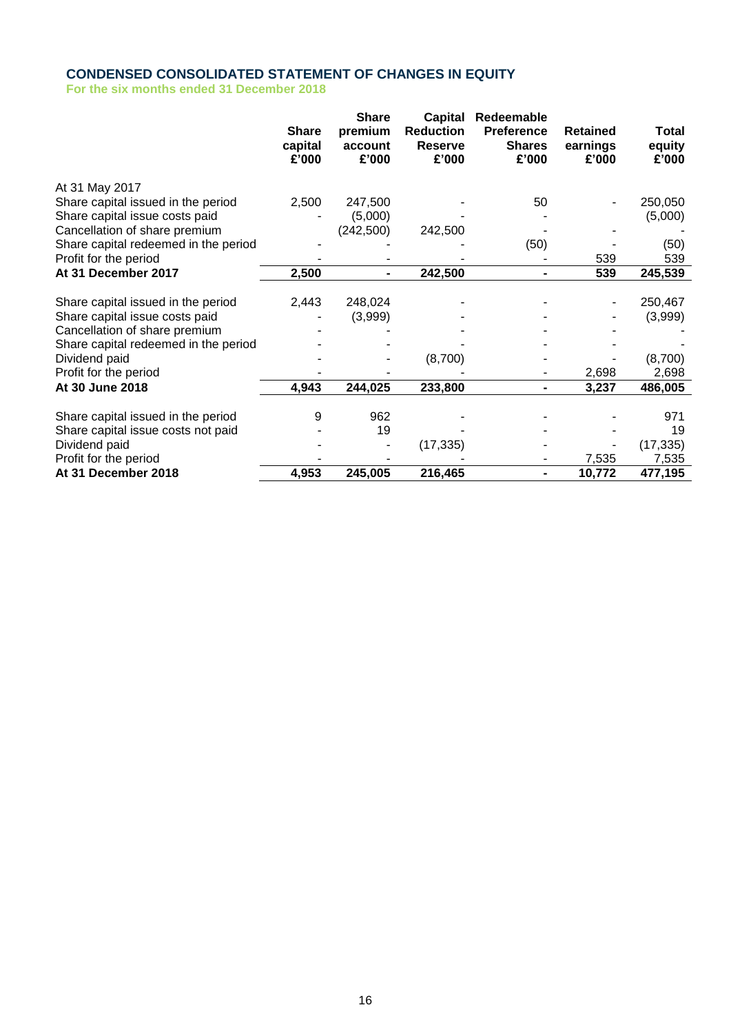## CONDENSED CONSOLIDATED STATEMENT OF CHANGES IN EQUITY

**For the six months ended 31 December 2018**

| | Share capital £'000 | Share premium account £'000 | Capital Reduction Reserve £'000 | Redeemable Preference Shares £'000 | Retained earnings £'000 | Total equity £'000 |
|---|---|---|---|---|---|---|
| At 31 May 2017 | | | | | | |
| Share capital issued in the period | 2,500 | 247,500 | - | 50 | - | 250,050 |
| Share capital issue costs paid | - | (5,000) | - | - | - | (5,000) |
| Cancellation of share premium | | (242,500) | 242,500 | - | - | - |
| Share capital redeemed in the period | - | - | - | (50) | - | (50) |
| Profit for the period | - | - | - | - | 539 | 539 |
| **At 31 December 2017** | **2,500** | **-** | **242,500** | **-** | **539** | **245,539** |
| | | | | | | |
| Share capital issued in the period | 2,443 | 248,024 | - | - | - | 250,467 |
| Share capital issue costs paid | - | (3,999) | - | - | - | (3,999) |
| Cancellation of share premium | - | - | - | - | - | - |
| Share capital redeemed in the period | - | - | - | - | - | - |
| Dividend paid | - | - | (8,700) | - | - | (8,700) |
| Profit for the period | - | - | - | - | 2,698 | 2,698 |
| **At 30 June 2018** | **4,943** | **244,025** | **233,800** | **-** | **3,237** | **486,005** |
| | | | | | | |
| Share capital issued in the period | 9 | 962 | - | - | - | 971 |
| Share capital issue costs not paid | - | 19 | - | - | - | 19 |
| Dividend paid | - | - | (17,335) | - | - | (17,335) |
| Profit for the period | - | - | - | - | 7,535 | 7,535 |
| **At 31 December 2018** | **4,953** | **245,005** | **216,465** | **-** | **10,772** | **477,195** |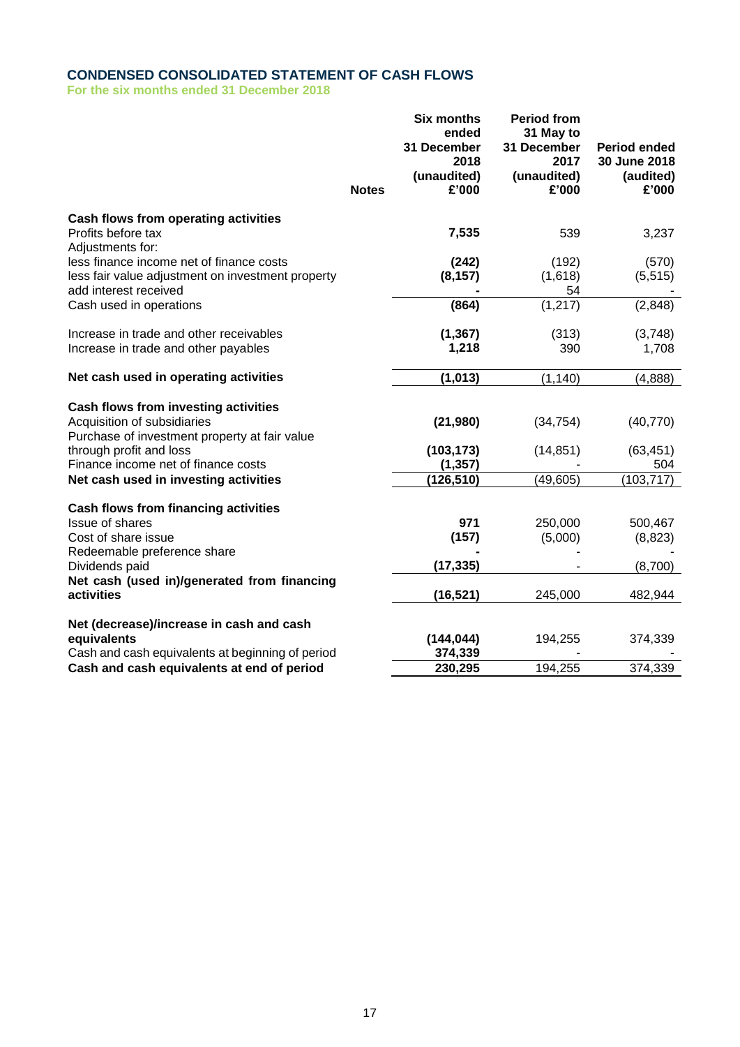## CONDENSED CONSOLIDATED STATEMENT OF CASH FLOWS

**For the six months ended 31 December 2018**

| | Notes | Six months ended 31 December 2018 (unaudited) £'000 | Period from 31 May to 31 December 2017 (unaudited) £'000 | Period ended 30 June 2018 (audited) £'000 |
|---|---|---|---|---|
| **Cash flows from operating activities** | | | | |
| Profits before tax | | **7,535** | 539 | 3,237 |
| Adjustments for: | | | | |
| less finance income net of finance costs | | **(242)** | (192) | (570) |
| less fair value adjustment on investment property | | **(8,157)** | (1,618) | (5,515) |
| add interest received | | **-** | 54 | - |
| Cash used in operations | | **(864)** | (1,217) | (2,848) |
| Increase in trade and other receivables | | **(1,367)** | (313) | (3,748) |
| Increase in trade and other payables | | **1,218** | 390 | 1,708 |
| **Net cash used in operating activities** | | **(1,013)** | (1,140) | (4,888) |
| **Cash flows from investing activities** | | | | |
| Acquisition of subsidiaries | | **(21,980)** | (34,754) | (40,770) |
| Purchase of investment property at fair value through profit and loss | | **(103,173)** | (14,851) | (63,451) |
| Finance income net of finance costs | | **(1,357)** | - | 504 |
| **Net cash used in investing activities** | | **(126,510)** | (49,605) | (103,717) |
| **Cash flows from financing activities** | | | | |
| Issue of shares | | **971** | 250,000 | 500,467 |
| Cost of share issue | | **(157)** | (5,000) | (8,823) |
| Redeemable preference share | | **-** | - | - |
| Dividends paid | | **(17,335)** | - | (8,700) |
| **Net cash (used in)/generated from financing activities** | | **(16,521)** | 245,000 | 482,944 |
| **Net (decrease)/increase in cash and cash equivalents** | | **(144,044)** | 194,255 | 374,339 |
| Cash and cash equivalents at beginning of period | | **374,339** | - | - |
| **Cash and cash equivalents at end of period** | | **230,295** | 194,255 | 374,339 |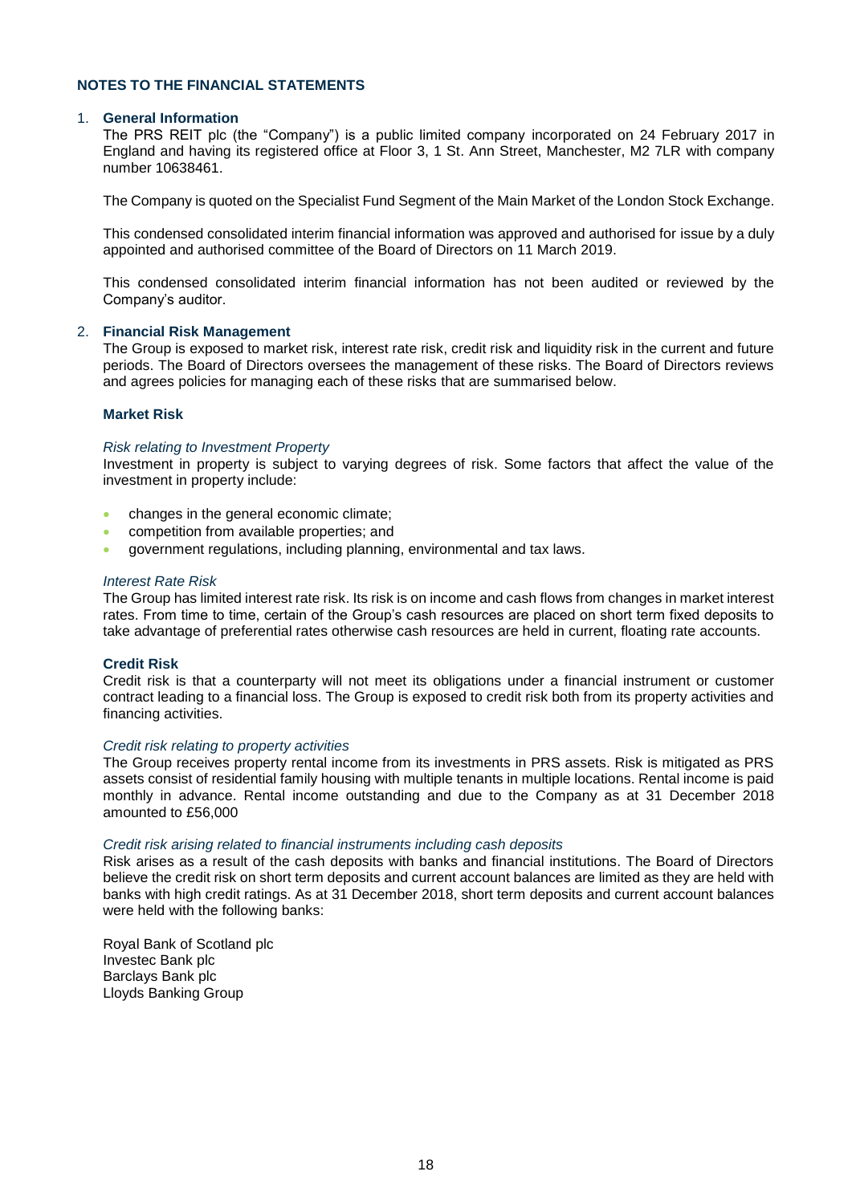# NOTES TO THE FINANCIAL STATEMENTS

## 1. General Information

The PRS REIT plc (the "Company") is a public limited company incorporated on 24 February 2017 in England and having its registered office at Floor 3, 1 St. Ann Street, Manchester, M2 7LR with company number 10638461.

The Company is quoted on the Specialist Fund Segment of the Main Market of the London Stock Exchange.

This condensed consolidated interim financial information was approved and authorised for issue by a duly appointed and authorised committee of the Board of Directors on 11 March 2019.

This condensed consolidated interim financial information has not been audited or reviewed by the Company's auditor.

## 2. Financial Risk Management

The Group is exposed to market risk, interest rate risk, credit risk and liquidity risk in the current and future periods. The Board of Directors oversees the management of these risks. The Board of Directors reviews and agrees policies for managing each of these risks that are summarised below.

### Market Risk

*Risk relating to Investment Property*

Investment in property is subject to varying degrees of risk. Some factors that affect the value of the investment in property include:

- changes in the general economic climate;
- competition from available properties; and
- government regulations, including planning, environmental and tax laws.

*Interest Rate Risk*

The Group has limited interest rate risk. Its risk is on income and cash flows from changes in market interest rates. From time to time, certain of the Group's cash resources are placed on short term fixed deposits to take advantage of preferential rates otherwise cash resources are held in current, floating rate accounts.

### Credit Risk

Credit risk is that a counterparty will not meet its obligations under a financial instrument or customer contract leading to a financial loss. The Group is exposed to credit risk both from its property activities and financing activities.

*Credit risk relating to property activities*

The Group receives property rental income from its investments in PRS assets. Risk is mitigated as PRS assets consist of residential family housing with multiple tenants in multiple locations. Rental income is paid monthly in advance. Rental income outstanding and due to the Company as at 31 December 2018 amounted to £56,000

*Credit risk arising related to financial instruments including cash deposits*

Risk arises as a result of the cash deposits with banks and financial institutions. The Board of Directors believe the credit risk on short term deposits and current account balances are limited as they are held with banks with high credit ratings. As at 31 December 2018, short term deposits and current account balances were held with the following banks:

Royal Bank of Scotland plc
Investec Bank plc
Barclays Bank plc
Lloyds Banking Group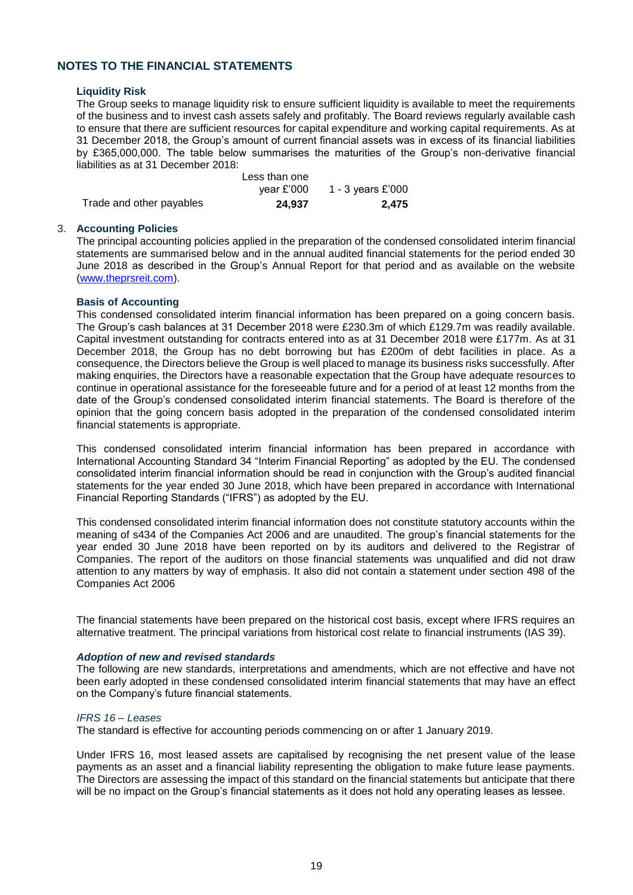## NOTES TO THE FINANCIAL STATEMENTS

**Liquidity Risk**

The Group seeks to manage liquidity risk to ensure sufficient liquidity is available to meet the requirements of the business and to invest cash assets safely and profitably. The Board reviews regularly available cash to ensure that there are sufficient resources for capital expenditure and working capital requirements. As at 31 December 2018, the Group's amount of current financial assets was in excess of its financial liabilities by £365,000,000. The table below summarises the maturities of the Group's non-derivative financial liabilities as at 31 December 2018:

| | Less than one year £'000 | 1 - 3 years £'000 |
|---|---|---|
| Trade and other payables | **24,937** | **2,475** |

3. **Accounting Policies**

The principal accounting policies applied in the preparation of the condensed consolidated interim financial statements are summarised below and in the annual audited financial statements for the period ended 30 June 2018 as described in the Group's Annual Report for that period and as available on the website (www.theprsreit.com).

**Basis of Accounting**

This condensed consolidated interim financial information has been prepared on a going concern basis. The Group's cash balances at 31 December 2018 were £230.3m of which £129.7m was readily available. Capital investment outstanding for contracts entered into as at 31 December 2018 were £177m. As at 31 December 2018, the Group has no debt borrowing but has £200m of debt facilities in place. As a consequence, the Directors believe the Group is well placed to manage its business risks successfully. After making enquiries, the Directors have a reasonable expectation that the Group have adequate resources to continue in operational assistance for the foreseeable future and for a period of at least 12 months from the date of the Group's condensed consolidated interim financial statements. The Board is therefore of the opinion that the going concern basis adopted in the preparation of the condensed consolidated interim financial statements is appropriate.

This condensed consolidated interim financial information has been prepared in accordance with International Accounting Standard 34 "Interim Financial Reporting" as adopted by the EU. The condensed consolidated interim financial information should be read in conjunction with the Group's audited financial statements for the year ended 30 June 2018, which have been prepared in accordance with International Financial Reporting Standards ("IFRS") as adopted by the EU.

This condensed consolidated interim financial information does not constitute statutory accounts within the meaning of s434 of the Companies Act 2006 and are unaudited. The group's financial statements for the year ended 30 June 2018 have been reported on by its auditors and delivered to the Registrar of Companies. The report of the auditors on those financial statements was unqualified and did not draw attention to any matters by way of emphasis. It also did not contain a statement under section 498 of the Companies Act 2006

The financial statements have been prepared on the historical cost basis, except where IFRS requires an alternative treatment. The principal variations from historical cost relate to financial instruments (IAS 39).

***Adoption of new and revised standards***

The following are new standards, interpretations and amendments, which are not effective and have not been early adopted in these condensed consolidated interim financial statements that may have an effect on the Company's future financial statements.

*IFRS 16 – Leases*

The standard is effective for accounting periods commencing on or after 1 January 2019.

Under IFRS 16, most leased assets are capitalised by recognising the net present value of the lease payments as an asset and a financial liability representing the obligation to make future lease payments. The Directors are assessing the impact of this standard on the financial statements but anticipate that there will be no impact on the Group's financial statements as it does not hold any operating leases as lessee.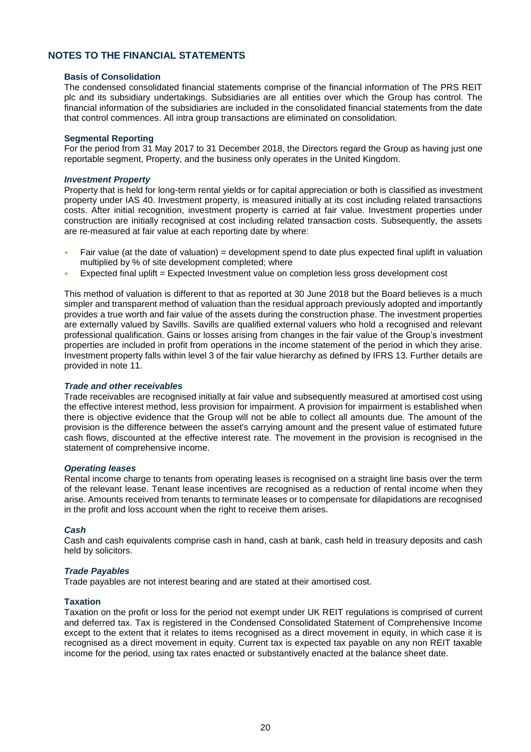## NOTES TO THE FINANCIAL STATEMENTS

**Basis of Consolidation**

The condensed consolidated financial statements comprise of the financial information of The PRS REIT plc and its subsidiary undertakings. Subsidiaries are all entities over which the Group has control. The financial information of the subsidiaries are included in the consolidated financial statements from the date that control commences. All intra group transactions are eliminated on consolidation.

**Segmental Reporting**

For the period from 31 May 2017 to 31 December 2018, the Directors regard the Group as having just one reportable segment, Property, and the business only operates in the United Kingdom.

***Investment Property***

Property that is held for long-term rental yields or for capital appreciation or both is classified as investment property under IAS 40. Investment property, is measured initially at its cost including related transactions costs. After initial recognition, investment property is carried at fair value. Investment properties under construction are initially recognised at cost including related transaction costs. Subsequently, the assets are re-measured at fair value at each reporting date by where:

- Fair value (at the date of valuation) = development spend to date plus expected final uplift in valuation multiplied by % of site development completed; where
- Expected final uplift = Expected Investment value on completion less gross development cost

This method of valuation is different to that as reported at 30 June 2018 but the Board believes is a much simpler and transparent method of valuation than the residual approach previously adopted and importantly provides a true worth and fair value of the assets during the construction phase. The investment properties are externally valued by Savills. Savills are qualified external valuers who hold a recognised and relevant professional qualification. Gains or losses arising from changes in the fair value of the Group's investment properties are included in profit from operations in the income statement of the period in which they arise. Investment property falls within level 3 of the fair value hierarchy as defined by IFRS 13. Further details are provided in note 11.

***Trade and other receivables***

Trade receivables are recognised initially at fair value and subsequently measured at amortised cost using the effective interest method, less provision for impairment. A provision for impairment is established when there is objective evidence that the Group will not be able to collect all amounts due. The amount of the provision is the difference between the asset's carrying amount and the present value of estimated future cash flows, discounted at the effective interest rate. The movement in the provision is recognised in the statement of comprehensive income.

***Operating leases***

Rental income charge to tenants from operating leases is recognised on a straight line basis over the term of the relevant lease. Tenant lease incentives are recognised as a reduction of rental income when they arise. Amounts received from tenants to terminate leases or to compensate for dilapidations are recognised in the profit and loss account when the right to receive them arises.

***Cash***

Cash and cash equivalents comprise cash in hand, cash at bank, cash held in treasury deposits and cash held by solicitors.

***Trade Payables***

Trade payables are not interest bearing and are stated at their amortised cost.

**Taxation**

Taxation on the profit or loss for the period not exempt under UK REIT regulations is comprised of current and deferred tax. Tax is registered in the Condensed Consolidated Statement of Comprehensive Income except to the extent that it relates to items recognised as a direct movement in equity, in which case it is recognised as a direct movement in equity. Current tax is expected tax payable on any non REIT taxable income for the period, using tax rates enacted or substantively enacted at the balance sheet date.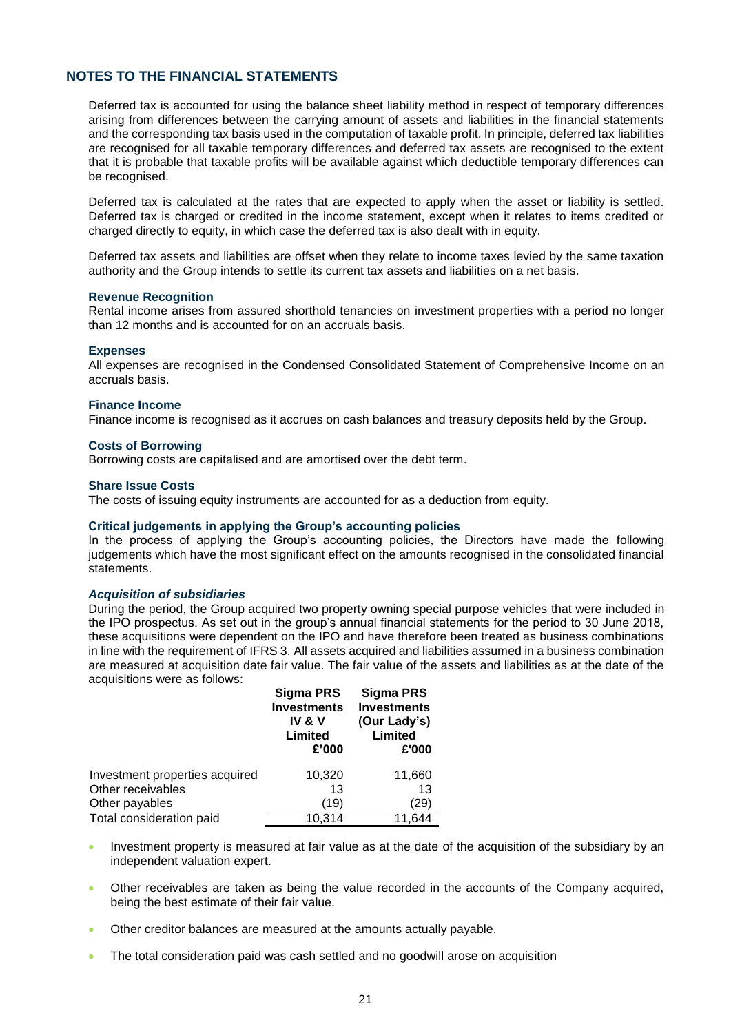## NOTES TO THE FINANCIAL STATEMENTS

Deferred tax is accounted for using the balance sheet liability method in respect of temporary differences arising from differences between the carrying amount of assets and liabilities in the financial statements and the corresponding tax basis used in the computation of taxable profit. In principle, deferred tax liabilities are recognised for all taxable temporary differences and deferred tax assets are recognised to the extent that it is probable that taxable profits will be available against which deductible temporary differences can be recognised.

Deferred tax is calculated at the rates that are expected to apply when the asset or liability is settled. Deferred tax is charged or credited in the income statement, except when it relates to items credited or charged directly to equity, in which case the deferred tax is also dealt with in equity.

Deferred tax assets and liabilities are offset when they relate to income taxes levied by the same taxation authority and the Group intends to settle its current tax assets and liabilities on a net basis.

### Revenue Recognition

Rental income arises from assured shorthold tenancies on investment properties with a period no longer than 12 months and is accounted for on an accruals basis.

### Expenses

All expenses are recognised in the Condensed Consolidated Statement of Comprehensive Income on an accruals basis.

### Finance Income

Finance income is recognised as it accrues on cash balances and treasury deposits held by the Group.

### Costs of Borrowing

Borrowing costs are capitalised and are amortised over the debt term.

### Share Issue Costs

The costs of issuing equity instruments are accounted for as a deduction from equity.

### Critical judgements in applying the Group's accounting policies

In the process of applying the Group's accounting policies, the Directors have made the following judgements which have the most significant effect on the amounts recognised in the consolidated financial statements.

#### *Acquisition of subsidiaries*

During the period, the Group acquired two property owning special purpose vehicles that were included in the IPO prospectus. As set out in the group's annual financial statements for the period to 30 June 2018, these acquisitions were dependent on the IPO and have therefore been treated as business combinations in line with the requirement of IFRS 3. All assets acquired and liabilities assumed in a business combination are measured at acquisition date fair value. The fair value of the assets and liabilities as at the date of the acquisitions were as follows:

| | Sigma PRS Investments IV & V Limited £'000 | Sigma PRS Investments (Our Lady's) Limited £'000 |
|---|---|---|
| Investment properties acquired | 10,320 | 11,660 |
| Other receivables | 13 | 13 |
| Other payables | (19) | (29) |
| Total consideration paid | 10,314 | 11,644 |

- Investment property is measured at fair value as at the date of the acquisition of the subsidiary by an independent valuation expert.
- Other receivables are taken as being the value recorded in the accounts of the Company acquired, being the best estimate of their fair value.
- Other creditor balances are measured at the amounts actually payable.
- The total consideration paid was cash settled and no goodwill arose on acquisition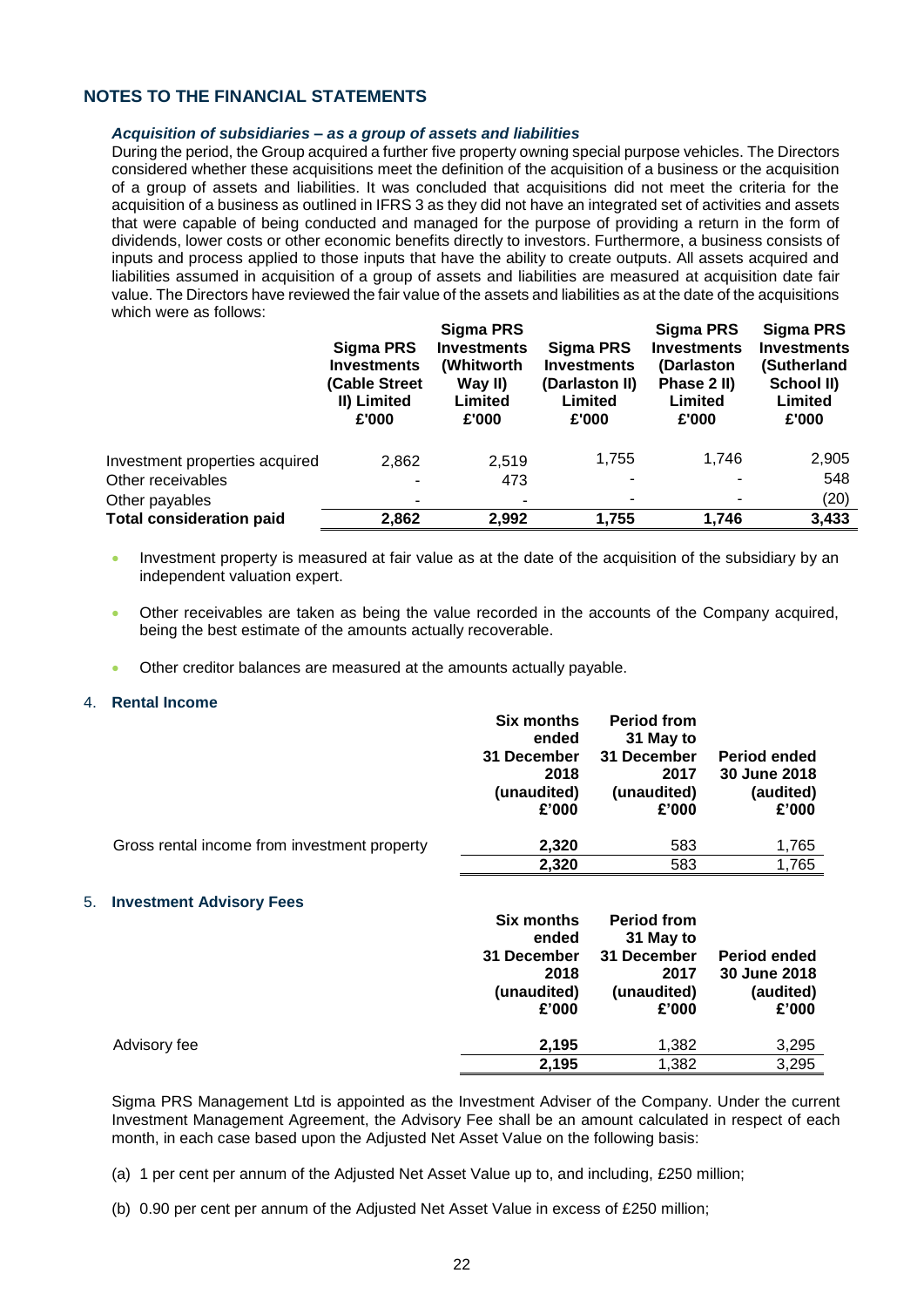## NOTES TO THE FINANCIAL STATEMENTS

### *Acquisition of subsidiaries – as a group of assets and liabilities*

During the period, the Group acquired a further five property owning special purpose vehicles. The Directors considered whether these acquisitions meet the definition of the acquisition of a business or the acquisition of a group of assets and liabilities. It was concluded that acquisitions did not meet the criteria for the acquisition of a business as outlined in IFRS 3 as they did not have an integrated set of activities and assets that were capable of being conducted and managed for the purpose of providing a return in the form of dividends, lower costs or other economic benefits directly to investors. Furthermore, a business consists of inputs and process applied to those inputs that have the ability to create outputs. All assets acquired and liabilities assumed in acquisition of a group of assets and liabilities are measured at acquisition date fair value. The Directors have reviewed the fair value of the assets and liabilities as at the date of the acquisitions which were as follows:

| | Sigma PRS Investments (Cable Street II) Limited £'000 | Sigma PRS Investments (Whitworth Way II) Limited £'000 | Sigma PRS Investments (Darlaston II) Limited £'000 | Sigma PRS Investments (Darlaston Phase 2 II) Limited £'000 | Sigma PRS Investments (Sutherland School II) Limited £'000 |
|---|---|---|---|---|---|
| Investment properties acquired | 2,862 | 2,519 | 1,755 | 1,746 | 2,905 |
| Other receivables | - | 473 | - | - | 548 |
| Other payables | - | - | - | - | (20) |
| **Total consideration paid** | **2,862** | **2,992** | **1,755** | **1,746** | **3,433** |

- Investment property is measured at fair value as at the date of the acquisition of the subsidiary by an independent valuation expert.
- Other receivables are taken as being the value recorded in the accounts of the Company acquired, being the best estimate of the amounts actually recoverable.
- Other creditor balances are measured at the amounts actually payable.

## 4. Rental Income

| | Six months ended 31 December 2018 (unaudited) £'000 | Period from 31 May to 31 December 2017 (unaudited) £'000 | Period ended 30 June 2018 (audited) £'000 |
|---|---|---|---|
| Gross rental income from investment property | **2,320** | 583 | 1,765 |
| | **2,320** | 583 | 1,765 |

## 5. Investment Advisory Fees

| | Six months ended 31 December 2018 (unaudited) £'000 | Period from 31 May to 31 December 2017 (unaudited) £'000 | Period ended 30 June 2018 (audited) £'000 |
|---|---|---|---|
| Advisory fee | **2,195** | 1,382 | 3,295 |
| | **2,195** | 1,382 | 3,295 |

Sigma PRS Management Ltd is appointed as the Investment Adviser of the Company. Under the current Investment Management Agreement, the Advisory Fee shall be an amount calculated in respect of each month, in each case based upon the Adjusted Net Asset Value on the following basis:

(a) 1 per cent per annum of the Adjusted Net Asset Value up to, and including, £250 million;

(b) 0.90 per cent per annum of the Adjusted Net Asset Value in excess of £250 million;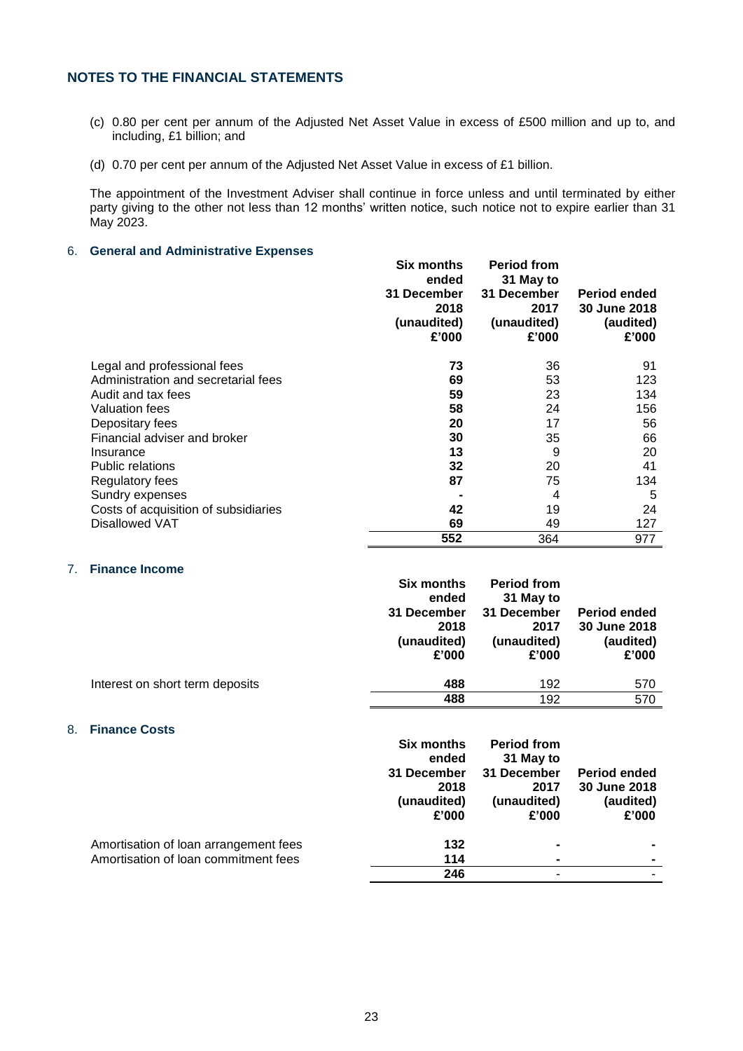## NOTES TO THE FINANCIAL STATEMENTS

(c) 0.80 per cent per annum of the Adjusted Net Asset Value in excess of £500 million and up to, and including, £1 billion; and

(d) 0.70 per cent per annum of the Adjusted Net Asset Value in excess of £1 billion.

The appointment of the Investment Adviser shall continue in force unless and until terminated by either party giving to the other not less than 12 months' written notice, such notice not to expire earlier than 31 May 2023.

### 6. General and Administrative Expenses

| | Six months ended 31 December 2018 (unaudited) £'000 | Period from 31 May to 31 December 2017 (unaudited) £'000 | Period ended 30 June 2018 (audited) £'000 |
|---|---|---|---|
| Legal and professional fees | **73** | 36 | 91 |
| Administration and secretarial fees | **69** | 53 | 123 |
| Audit and tax fees | **59** | 23 | 134 |
| Valuation fees | **58** | 24 | 156 |
| Depositary fees | **20** | 17 | 56 |
| Financial adviser and broker | **30** | 35 | 66 |
| Insurance | **13** | 9 | 20 |
| Public relations | **32** | 20 | 41 |
| Regulatory fees | **87** | 75 | 134 |
| Sundry expenses | **-** | 4 | 5 |
| Costs of acquisition of subsidiaries | **42** | 19 | 24 |
| Disallowed VAT | **69** | 49 | 127 |
| | **552** | 364 | 977 |

### 7. Finance Income

| | Six months ended 31 December 2018 (unaudited) £'000 | Period from 31 May to 31 December 2017 (unaudited) £'000 | Period ended 30 June 2018 (audited) £'000 |
|---|---|---|---|
| Interest on short term deposits | **488** | 192 | 570 |
| | **488** | 192 | 570 |

### 8. Finance Costs

| | Six months ended 31 December 2018 (unaudited) £'000 | Period from 31 May to 31 December 2017 (unaudited) £'000 | Period ended 30 June 2018 (audited) £'000 |
|---|---|---|---|
| Amortisation of loan arrangement fees | **132** | - | - |
| Amortisation of loan commitment fees | **114** | - | - |
| | **246** | - | - |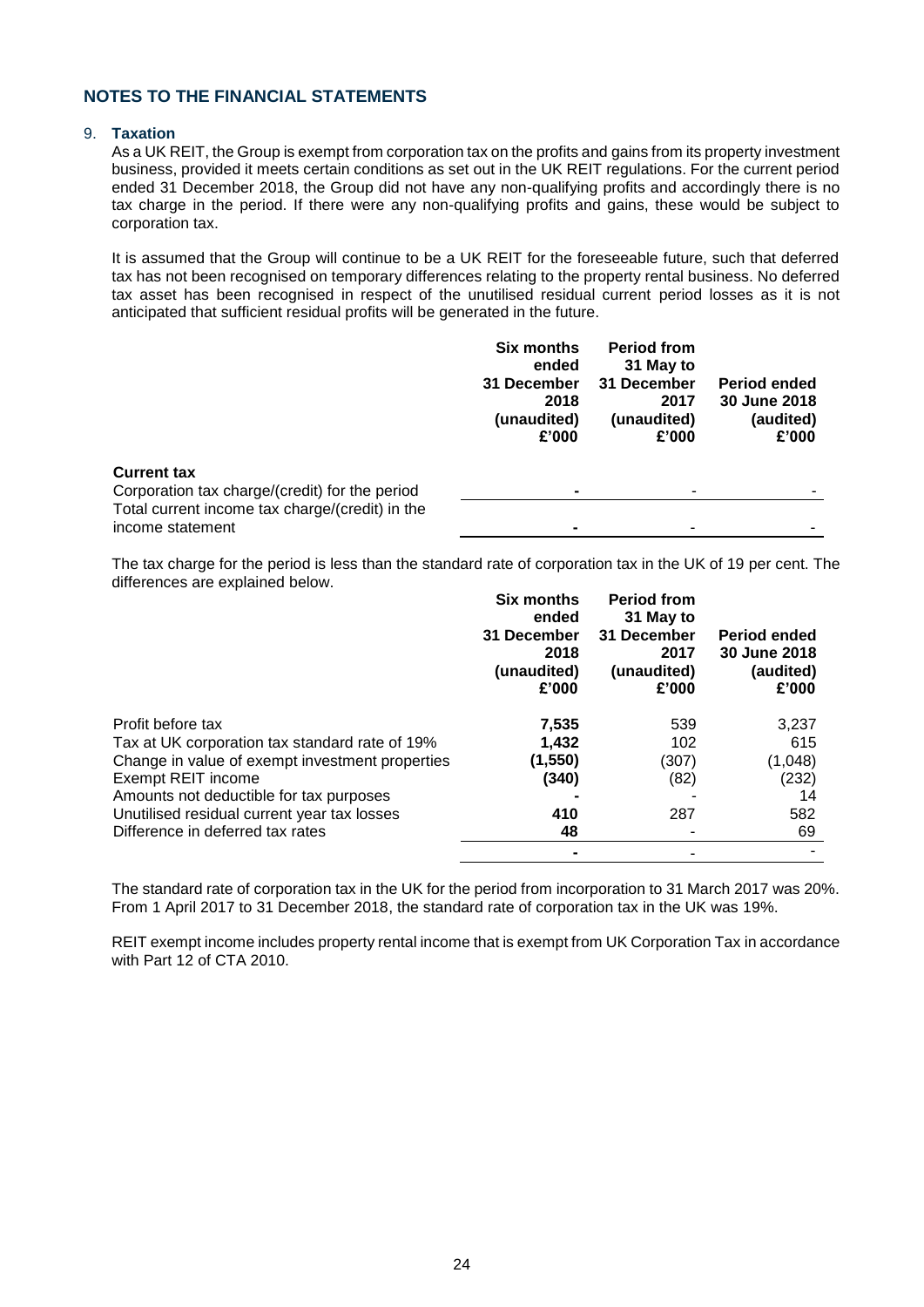## NOTES TO THE FINANCIAL STATEMENTS

### 9. Taxation

As a UK REIT, the Group is exempt from corporation tax on the profits and gains from its property investment business, provided it meets certain conditions as set out in the UK REIT regulations. For the current period ended 31 December 2018, the Group did not have any non-qualifying profits and accordingly there is no tax charge in the period. If there were any non-qualifying profits and gains, these would be subject to corporation tax.

It is assumed that the Group will continue to be a UK REIT for the foreseeable future, such that deferred tax has not been recognised on temporary differences relating to the property rental business. No deferred tax asset has been recognised in respect of the unutilised residual current period losses as it is not anticipated that sufficient residual profits will be generated in the future.

| | Six months ended 31 December 2018 (unaudited) £'000 | Period from 31 May to 31 December 2017 (unaudited) £'000 | Period ended 30 June 2018 (audited) £'000 |
|---|---|---|---|
| **Current tax** | | | |
| Corporation tax charge/(credit) for the period | **-** | - | - |
| Total current income tax charge/(credit) in the income statement | **-** | - | - |

The tax charge for the period is less than the standard rate of corporation tax in the UK of 19 per cent. The differences are explained below.

| | Six months ended 31 December 2018 (unaudited) £'000 | Period from 31 May to 31 December 2017 (unaudited) £'000 | Period ended 30 June 2018 (audited) £'000 |
|---|---|---|---|
| Profit before tax | **7,535** | 539 | 3,237 |
| Tax at UK corporation tax standard rate of 19% | **1,432** | 102 | 615 |
| Change in value of exempt investment properties | **(1,550)** | (307) | (1,048) |
| Exempt REIT income | **(340)** | (82) | (232) |
| Amounts not deductible for tax purposes | **-** | - | 14 |
| Unutilised residual current year tax losses | **410** | 287 | 582 |
| Difference in deferred tax rates | **48** | - | 69 |
| | **-** | - | - |

The standard rate of corporation tax in the UK for the period from incorporation to 31 March 2017 was 20%. From 1 April 2017 to 31 December 2018, the standard rate of corporation tax in the UK was 19%.

REIT exempt income includes property rental income that is exempt from UK Corporation Tax in accordance with Part 12 of CTA 2010.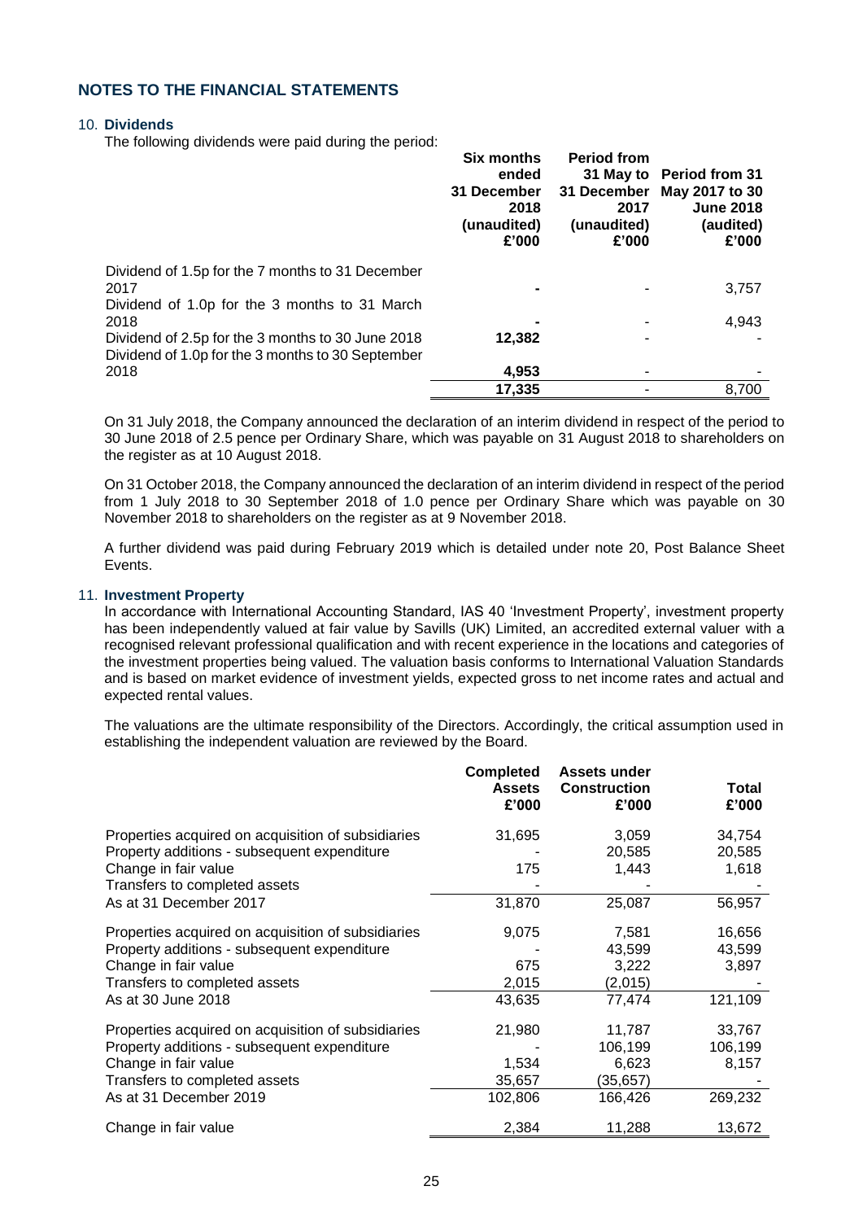## NOTES TO THE FINANCIAL STATEMENTS

### 10. Dividends

The following dividends were paid during the period:

| | Six months ended 31 December 2018 (unaudited) £'000 | Period from 31 May to 31 December 2017 (unaudited) £'000 | Period from 31 May 2017 to 30 June 2018 (audited) £'000 |
|---|---|---|---|
| Dividend of 1.5p for the 7 months to 31 December 2017 | - | - | 3,757 |
| Dividend of 1.0p for the 3 months to 31 March 2018 | - | - | 4,943 |
| Dividend of 2.5p for the 3 months to 30 June 2018 | 12,382 | - | - |
| Dividend of 1.0p for the 3 months to 30 September 2018 | 4,953 | - | - |
| | 17,335 | - | 8,700 |

On 31 July 2018, the Company announced the declaration of an interim dividend in respect of the period to 30 June 2018 of 2.5 pence per Ordinary Share, which was payable on 31 August 2018 to shareholders on the register as at 10 August 2018.

On 31 October 2018, the Company announced the declaration of an interim dividend in respect of the period from 1 July 2018 to 30 September 2018 of 1.0 pence per Ordinary Share which was payable on 30 November 2018 to shareholders on the register as at 9 November 2018.

A further dividend was paid during February 2019 which is detailed under note 20, Post Balance Sheet Events.

### 11. Investment Property

In accordance with International Accounting Standard, IAS 40 'Investment Property', investment property has been independently valued at fair value by Savills (UK) Limited, an accredited external valuer with a recognised relevant professional qualification and with recent experience in the locations and categories of the investment properties being valued. The valuation basis conforms to International Valuation Standards and is based on market evidence of investment yields, expected gross to net income rates and actual and expected rental values.

The valuations are the ultimate responsibility of the Directors. Accordingly, the critical assumption used in establishing the independent valuation are reviewed by the Board.

| | Completed Assets £'000 | Assets under Construction £'000 | Total £'000 |
|---|---|---|---|
| Properties acquired on acquisition of subsidiaries | 31,695 | 3,059 | 34,754 |
| Property additions - subsequent expenditure | - | 20,585 | 20,585 |
| Change in fair value | 175 | 1,443 | 1,618 |
| Transfers to completed assets | - | - | - |
| As at 31 December 2017 | 31,870 | 25,087 | 56,957 |
| Properties acquired on acquisition of subsidiaries | 9,075 | 7,581 | 16,656 |
| Property additions - subsequent expenditure | - | 43,599 | 43,599 |
| Change in fair value | 675 | 3,222 | 3,897 |
| Transfers to completed assets | 2,015 | (2,015) | - |
| As at 30 June 2018 | 43,635 | 77,474 | 121,109 |
| Properties acquired on acquisition of subsidiaries | 21,980 | 11,787 | 33,767 |
| Property additions - subsequent expenditure | - | 106,199 | 106,199 |
| Change in fair value | 1,534 | 6,623 | 8,157 |
| Transfers to completed assets | 35,657 | (35,657) | - |
| As at 31 December 2019 | 102,806 | 166,426 | 269,232 |
| Change in fair value | 2,384 | 11,288 | 13,672 |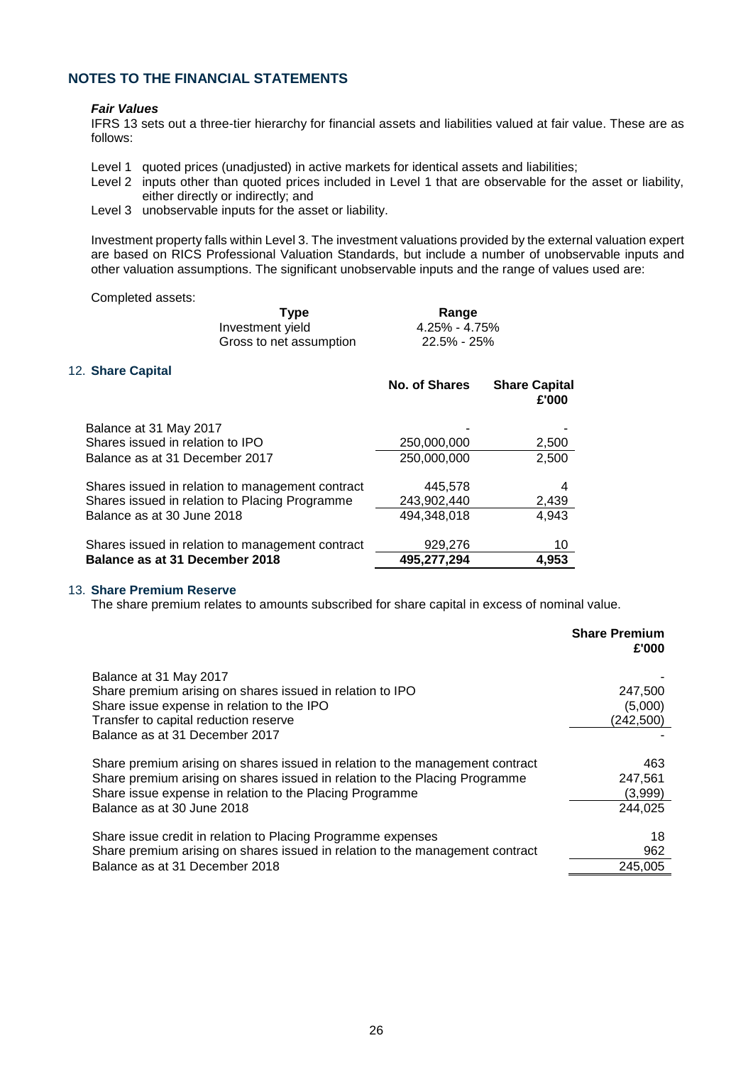## NOTES TO THE FINANCIAL STATEMENTS

***Fair Values***

IFRS 13 sets out a three-tier hierarchy for financial assets and liabilities valued at fair value. These are as follows:

- Level 1 quoted prices (unadjusted) in active markets for identical assets and liabilities;
- Level 2 inputs other than quoted prices included in Level 1 that are observable for the asset or liability, either directly or indirectly; and
- Level 3 unobservable inputs for the asset or liability.

Investment property falls within Level 3. The investment valuations provided by the external valuation expert are based on RICS Professional Valuation Standards, but include a number of unobservable inputs and other valuation assumptions. The significant unobservable inputs and the range of values used are:

Completed assets:

| Type | Range |
|---|---|
| Investment yield | 4.25% - 4.75% |
| Gross to net assumption | 22.5% - 25% |

### 12. Share Capital

| | No. of Shares | Share Capital £'000 |
|---|---|---|
| Balance at 31 May 2017 | - | - |
| Shares issued in relation to IPO | 250,000,000 | 2,500 |
| Balance as at 31 December 2017 | 250,000,000 | 2,500 |
| | | |
| Shares issued in relation to management contract | 445,578 | 4 |
| Shares issued in relation to Placing Programme | 243,902,440 | 2,439 |
| Balance as at 30 June 2018 | 494,348,018 | 4,943 |
| | | |
| Shares issued in relation to management contract | 929,276 | 10 |
| **Balance as at 31 December 2018** | **495,277,294** | **4,953** |

### 13. Share Premium Reserve

The share premium relates to amounts subscribed for share capital in excess of nominal value.

| | Share Premium £'000 |
|---|---|
| Balance at 31 May 2017 | - |
| Share premium arising on shares issued in relation to IPO | 247,500 |
| Share issue expense in relation to the IPO | (5,000) |
| Transfer to capital reduction reserve | (242,500) |
| Balance as at 31 December 2017 | - |
| | |
| Share premium arising on shares issued in relation to the management contract | 463 |
| Share premium arising on shares issued in relation to the Placing Programme | 247,561 |
| Share issue expense in relation to the Placing Programme | (3,999) |
| Balance as at 30 June 2018 | 244,025 |
| | |
| Share issue credit in relation to Placing Programme expenses | 18 |
| Share premium arising on shares issued in relation to the management contract | 962 |
| Balance as at 31 December 2018 | 245,005 |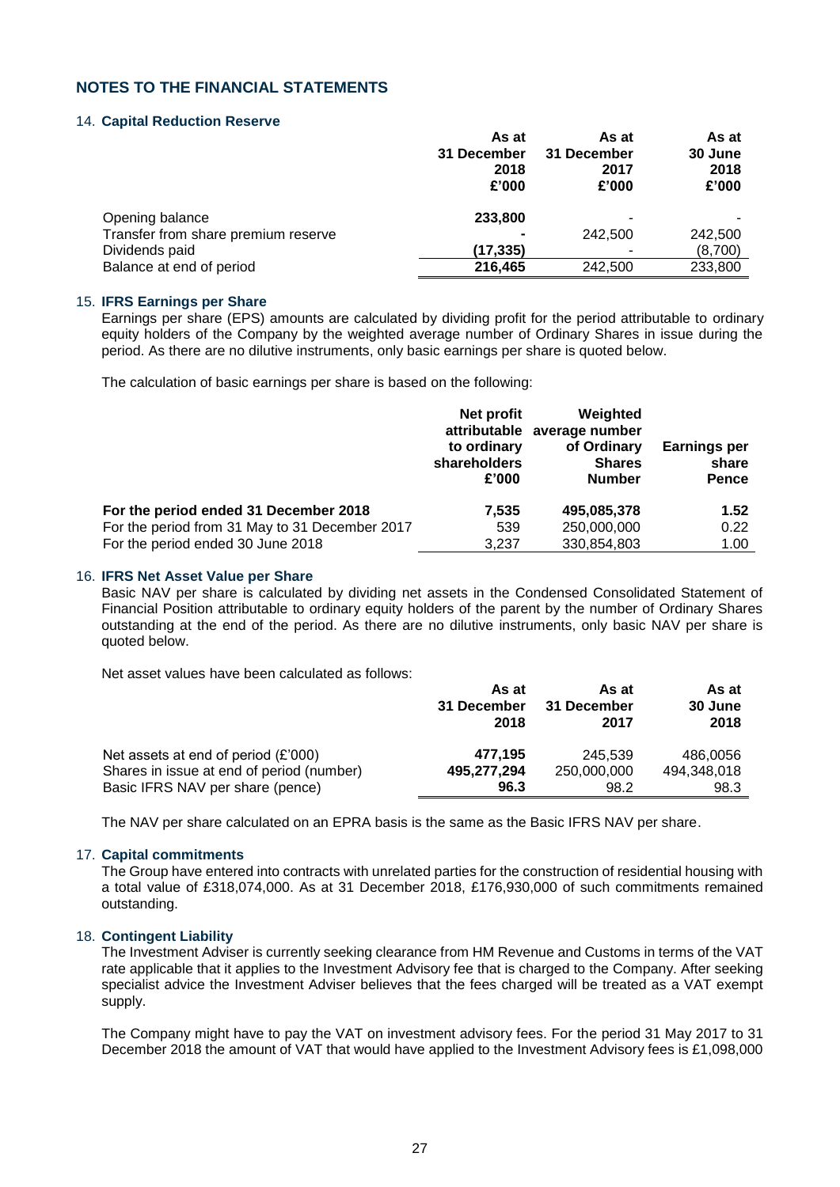# NOTES TO THE FINANCIAL STATEMENTS

## 14. Capital Reduction Reserve

| | As at 31 December 2018 £'000 | As at 31 December 2017 £'000 | As at 30 June 2018 £'000 |
|---|---|---|---|
| Opening balance | **233,800** | - | - |
| Transfer from share premium reserve | **-** | 242,500 | 242,500 |
| Dividends paid | **(17,335)** | - | (8,700) |
| Balance at end of period | **216,465** | 242,500 | 233,800 |

## 15. IFRS Earnings per Share

Earnings per share (EPS) amounts are calculated by dividing profit for the period attributable to ordinary equity holders of the Company by the weighted average number of Ordinary Shares in issue during the period. As there are no dilutive instruments, only basic earnings per share is quoted below.

The calculation of basic earnings per share is based on the following:

| | Net profit attributable to ordinary shareholders £'000 | Weighted average number of Ordinary Shares Number | Earnings per share Pence |
|---|---|---|---|
| **For the period ended 31 December 2018** | **7,535** | **495,085,378** | **1.52** |
| For the period from 31 May to 31 December 2017 | 539 | 250,000,000 | 0.22 |
| For the period ended 30 June 2018 | 3,237 | 330,854,803 | 1.00 |

## 16. IFRS Net Asset Value per Share

Basic NAV per share is calculated by dividing net assets in the Condensed Consolidated Statement of Financial Position attributable to ordinary equity holders of the parent by the number of Ordinary Shares outstanding at the end of the period. As there are no dilutive instruments, only basic NAV per share is quoted below.

Net asset values have been calculated as follows:

| | As at 31 December 2018 | As at 31 December 2017 | As at 30 June 2018 |
|---|---|---|---|
| Net assets at end of period (£'000) | **477,195** | 245,539 | 486,0056 |
| Shares in issue at end of period (number) | **495,277,294** | 250,000,000 | 494,348,018 |
| Basic IFRS NAV per share (pence) | **96.3** | 98.2 | 98.3 |

The NAV per share calculated on an EPRA basis is the same as the Basic IFRS NAV per share.

## 17. Capital commitments

The Group have entered into contracts with unrelated parties for the construction of residential housing with a total value of £318,074,000. As at 31 December 2018, £176,930,000 of such commitments remained outstanding.

## 18. Contingent Liability

The Investment Adviser is currently seeking clearance from HM Revenue and Customs in terms of the VAT rate applicable that it applies to the Investment Advisory fee that is charged to the Company. After seeking specialist advice the Investment Adviser believes that the fees charged will be treated as a VAT exempt supply.

The Company might have to pay the VAT on investment advisory fees. For the period 31 May 2017 to 31 December 2018 the amount of VAT that would have applied to the Investment Advisory fees is £1,098,000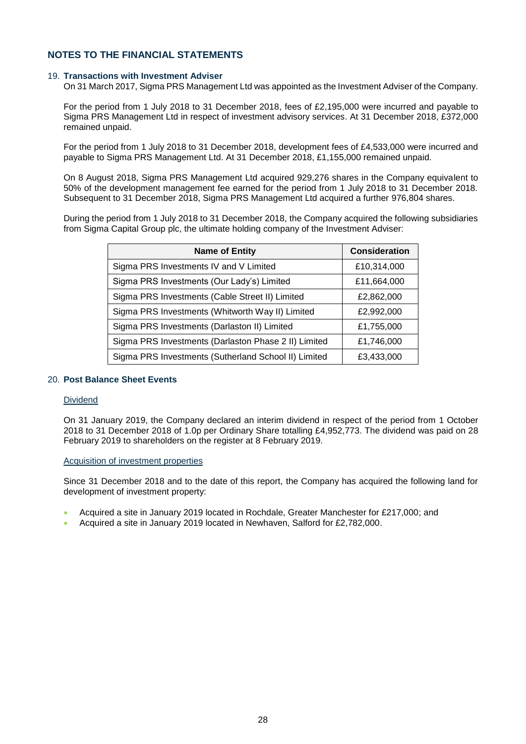## NOTES TO THE FINANCIAL STATEMENTS

### 19. Transactions with Investment Adviser

On 31 March 2017, Sigma PRS Management Ltd was appointed as the Investment Adviser of the Company.

For the period from 1 July 2018 to 31 December 2018, fees of £2,195,000 were incurred and payable to Sigma PRS Management Ltd in respect of investment advisory services. At 31 December 2018, £372,000 remained unpaid.

For the period from 1 July 2018 to 31 December 2018, development fees of £4,533,000 were incurred and payable to Sigma PRS Management Ltd. At 31 December 2018, £1,155,000 remained unpaid.

On 8 August 2018, Sigma PRS Management Ltd acquired 929,276 shares in the Company equivalent to 50% of the development management fee earned for the period from 1 July 2018 to 31 December 2018. Subsequent to 31 December 2018, Sigma PRS Management Ltd acquired a further 976,804 shares.

During the period from 1 July 2018 to 31 December 2018, the Company acquired the following subsidiaries from Sigma Capital Group plc, the ultimate holding company of the Investment Adviser:

| Name of Entity | Consideration |
|---|---|
| Sigma PRS Investments IV and V Limited | £10,314,000 |
| Sigma PRS Investments (Our Lady's) Limited | £11,664,000 |
| Sigma PRS Investments (Cable Street II) Limited | £2,862,000 |
| Sigma PRS Investments (Whitworth Way II) Limited | £2,992,000 |
| Sigma PRS Investments (Darlaston II) Limited | £1,755,000 |
| Sigma PRS Investments (Darlaston Phase 2 II) Limited | £1,746,000 |
| Sigma PRS Investments (Sutherland School II) Limited | £3,433,000 |

### 20. Post Balance Sheet Events

Dividend

On 31 January 2019, the Company declared an interim dividend in respect of the period from 1 October 2018 to 31 December 2018 of 1.0p per Ordinary Share totalling £4,952,773. The dividend was paid on 28 February 2019 to shareholders on the register at 8 February 2019.

Acquisition of investment properties

Since 31 December 2018 and to the date of this report, the Company has acquired the following land for development of investment property:

- Acquired a site in January 2019 located in Rochdale, Greater Manchester for £217,000; and
- Acquired a site in January 2019 located in Newhaven, Salford for £2,782,000.